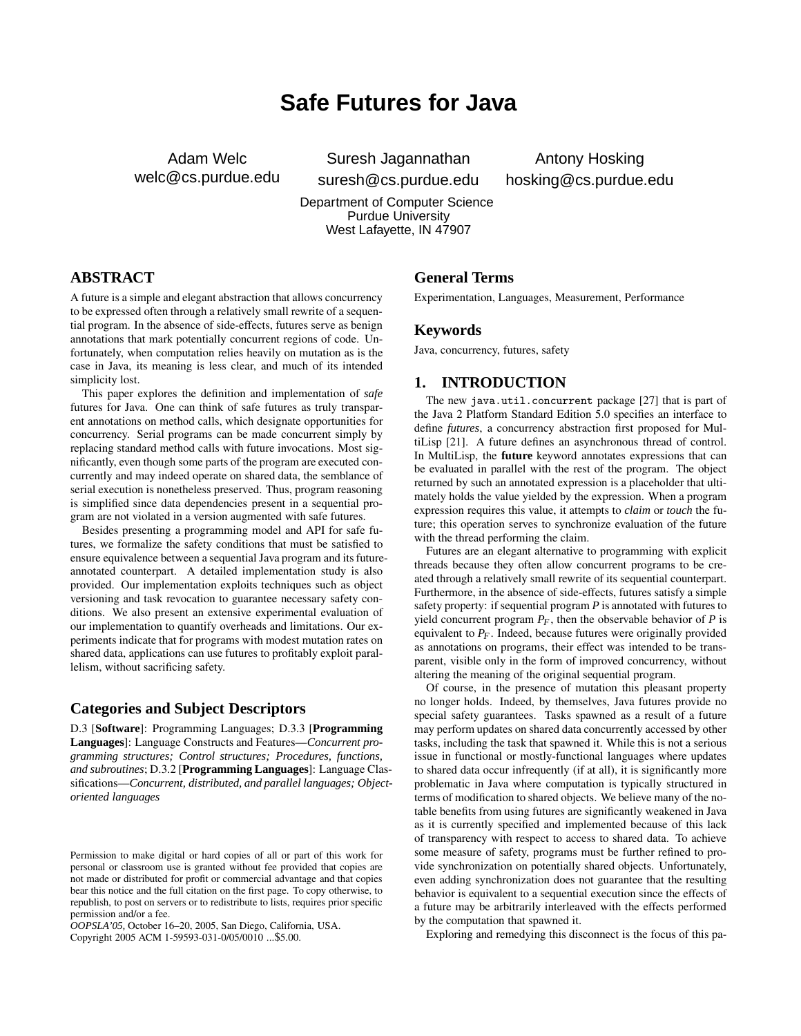# Safe Futures for Java

Adam Welc
welc@cs.purdue.edu

Suresh Jagannathan
suresh@cs.purdue.edu

Antony Hosking
hosking@cs.purdue.edu

Department of Computer Science
Purdue University
West Lafayette, IN 47907

## ABSTRACT

A future is a simple and elegant abstraction that allows concurrency to be expressed often through a relatively small rewrite of a sequential program. In the absence of side-effects, futures serve as benign annotations that mark potentially concurrent regions of code. Unfortunately, when computation relies heavily on mutation as is the case in Java, its meaning is less clear, and much of its intended simplicity lost.

This paper explores the definition and implementation of *safe* futures for Java. One can think of safe futures as truly transparent annotations on method calls, which designate opportunities for concurrency. Serial programs can be made concurrent simply by replacing standard method calls with future invocations. Most significantly, even though some parts of the program are executed concurrently and may indeed operate on shared data, the semblance of serial execution is nonetheless preserved. Thus, program reasoning is simplified since data dependencies present in a sequential program are not violated in a version augmented with safe futures.

Besides presenting a programming model and API for safe futures, we formalize the safety conditions that must be satisfied to ensure equivalence between a sequential Java program and its future-annotated counterpart. A detailed implementation study is also provided. Our implementation exploits techniques such as object versioning and task revocation to guarantee necessary safety conditions. We also present an extensive experimental evaluation of our implementation to quantify overheads and limitations. Our experiments indicate that for programs with modest mutation rates on shared data, applications can use futures to profitably exploit parallelism, without sacrificing safety.

## Categories and Subject Descriptors

D.3 [**Software**]: Programming Languages; D.3.3 [**Programming Languages**]: Language Constructs and Features—*Concurrent programming structures; Control structures; Procedures, functions, and subroutines*; D.3.2 [**Programming Languages**]: Language Classifications—*Concurrent, distributed, and parallel languages; Object-oriented languages*

Permission to make digital or hard copies of all or part of this work for personal or classroom use is granted without fee provided that copies are not made or distributed for profit or commercial advantage and that copies bear this notice and the full citation on the first page. To copy otherwise, to republish, to post on servers or to redistribute to lists, requires prior specific permission and/or a fee.
*OOPSLA'05,* October 16–20, 2005, San Diego, California, USA.
Copyright 2005 ACM 1-59593-031-0/05/0010 ...$5.00.

## General Terms

Experimentation, Languages, Measurement, Performance

## Keywords

Java, concurrency, futures, safety

## 1. INTRODUCTION

The new `java.util.concurrent` package [27] that is part of the Java 2 Platform Standard Edition 5.0 specifies an interface to define *futures*, a concurrency abstraction first proposed for MultiLisp [21]. A future defines an asynchronous thread of control. In MultiLisp, the **future** keyword annotates expressions that can be evaluated in parallel with the rest of the program. The object returned by such an annotated expression is a placeholder that ultimately holds the value yielded by the expression. When a program expression requires this value, it attempts to *claim* or *touch* the future; this operation serves to synchronize evaluation of the future with the thread performing the claim.

Futures are an elegant alternative to programming with explicit threads because they often allow concurrent programs to be created through a relatively small rewrite of its sequential counterpart. Furthermore, in the absence of side-effects, futures satisfy a simple safety property: if sequential program $P$ is annotated with futures to yield concurrent program $P_F$, then the observable behavior of $P$ is equivalent to $P_F$. Indeed, because futures were originally provided as annotations on programs, their effect was intended to be transparent, visible only in the form of improved concurrency, without altering the meaning of the original sequential program.

Of course, in the presence of mutation this pleasant property no longer holds. Indeed, by themselves, Java futures provide no special safety guarantees. Tasks spawned as a result of a future may perform updates on shared data concurrently accessed by other tasks, including the task that spawned it. While this is not a serious issue in functional or mostly-functional languages where updates to shared data occur infrequently (if at all), it is significantly more problematic in Java where computation is typically structured in terms of modification to shared objects. We believe many of the notable benefits from using futures are significantly weakened in Java as it is currently specified and implemented because of this lack of transparency with respect to access to shared data. To achieve some measure of safety, programs must be further refined to provide synchronization on potentially shared objects. Unfortunately, even adding synchronization does not guarantee that the resulting behavior is equivalent to a sequential execution since the effects of a future may be arbitrarily interleaved with the effects performed by the computation that spawned it.

Exploring and remedying this disconnect is the focus of this pa-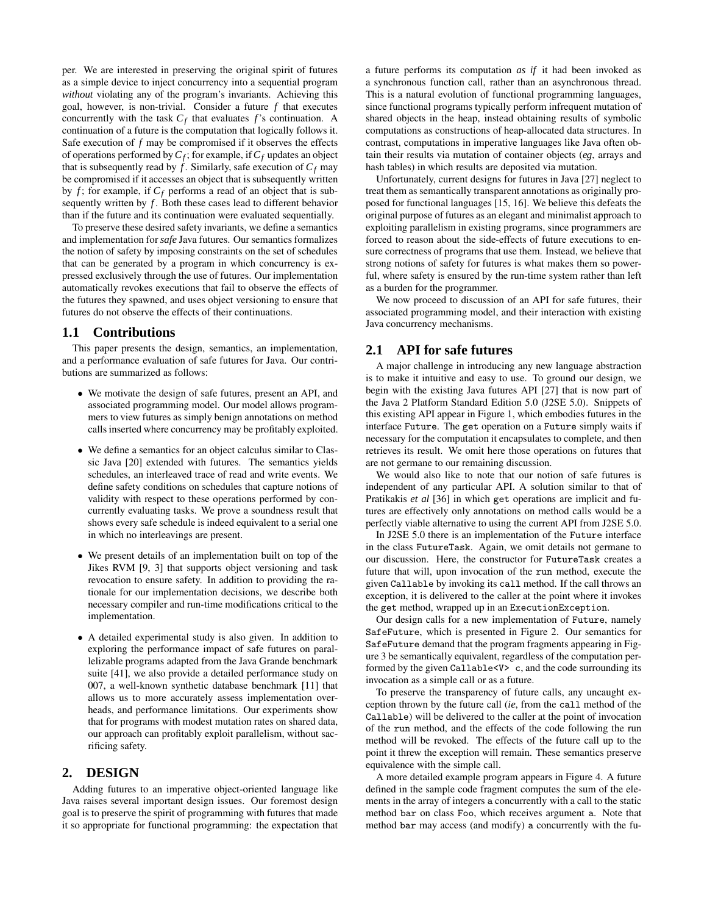per. We are interested in preserving the original spirit of futures as a simple device to inject concurrency into a sequential program *without* violating any of the program's invariants. Achieving this goal, however, is non-trivial. Consider a future $f$ that executes concurrently with the task $C_f$ that evaluates $f$'s continuation. A continuation of a future is the computation that logically follows it. Safe execution of $f$ may be compromised if it observes the effects of operations performed by $C_f$; for example, if $C_f$ updates an object that is subsequently read by $f$. Similarly, safe execution of $C_f$ may be compromised if it accesses an object that is subsequently written by $f$; for example, if $C_f$ performs a read of an object that is subsequently written by $f$. Both these cases lead to different behavior than if the future and its continuation were evaluated sequentially.

To preserve these desired safety invariants, we define a semantics and implementation for *safe* Java futures. Our semantics formalizes the notion of safety by imposing constraints on the set of schedules that can be generated by a program in which concurrency is expressed exclusively through the use of futures. Our implementation automatically revokes executions that fail to observe the effects of the futures they spawned, and uses object versioning to ensure that futures do not observe the effects of their continuations.

## 1.1 Contributions

This paper presents the design, semantics, an implementation, and a performance evaluation of safe futures for Java. Our contributions are summarized as follows:

- We motivate the design of safe futures, present an API, and associated programming model. Our model allows programmers to view futures as simply benign annotations on method calls inserted where concurrency may be profitably exploited.
- We define a semantics for an object calculus similar to Classic Java [20] extended with futures. The semantics yields schedules, an interleaved trace of read and write events. We define safety conditions on schedules that capture notions of validity with respect to these operations performed by concurrently evaluating tasks. We prove a soundness result that shows every safe schedule is indeed equivalent to a serial one in which no interleavings are present.
- We present details of an implementation built on top of the Jikes RVM [9, 3] that supports object versioning and task revocation to ensure safety. In addition to providing the rationale for our implementation decisions, we describe both necessary compiler and run-time modifications critical to the implementation.
- A detailed experimental study is also given. In addition to exploring the performance impact of safe futures on parallelizable programs adapted from the Java Grande benchmark suite [41], we also provide a detailed performance study on 007, a well-known synthetic database benchmark [11] that allows us to more accurately assess implementation overheads, and performance limitations. Our experiments show that for programs with modest mutation rates on shared data, our approach can profitably exploit parallelism, without sacrificing safety.

# 2. DESIGN

Adding futures to an imperative object-oriented language like Java raises several important design issues. Our foremost design goal is to preserve the spirit of programming with futures that made it so appropriate for functional programming: the expectation that a future performs its computation *as if* it had been invoked as a synchronous function call, rather than an asynchronous thread. This is a natural evolution of functional programming languages, since functional programs typically perform infrequent mutation of shared objects in the heap, instead obtaining results of symbolic computations as constructions of heap-allocated data structures. In contrast, computations in imperative languages like Java often obtain their results via mutation of container objects (*eg*, arrays and hash tables) in which results are deposited via mutation.

Unfortunately, current designs for futures in Java [27] neglect to treat them as semantically transparent annotations as originally proposed for functional languages [15, 16]. We believe this defeats the original purpose of futures as an elegant and minimalist approach to exploiting parallelism in existing programs, since programmers are forced to reason about the side-effects of future executions to ensure correctness of programs that use them. Instead, we believe that strong notions of safety for futures is what makes them so powerful, where safety is ensured by the run-time system rather than left as a burden for the programmer.

We now proceed to discussion of an API for safe futures, their associated programming model, and their interaction with existing Java concurrency mechanisms.

## 2.1 API for safe futures

A major challenge in introducing any new language abstraction is to make it intuitive and easy to use. To ground our design, we begin with the existing Java futures API [27] that is now part of the Java 2 Platform Standard Edition 5.0 (J2SE 5.0). Snippets of this existing API appear in Figure 1, which embodies futures in the interface `Future`. The `get` operation on a `Future` simply waits if necessary for the computation it encapsulates to complete, and then retrieves its result. We omit here those operations on futures that are not germane to our remaining discussion.

We would also like to note that our notion of safe futures is independent of any particular API. A solution similar to that of Pratikakis *et al* [36] in which `get` operations are implicit and futures are effectively only annotations on method calls would be a perfectly viable alternative to using the current API from J2SE 5.0.

In J2SE 5.0 there is an implementation of the `Future` interface in the class `FutureTask`. Again, we omit details not germane to our discussion. Here, the constructor for `FutureTask` creates a future that will, upon invocation of the `run` method, execute the given `Callable` by invoking its `call` method. If the call throws an exception, it is delivered to the caller at the point where it invokes the `get` method, wrapped up in an `ExecutionException`.

Our design calls for a new implementation of `Future`, namely `SafeFuture`, which is presented in Figure 2. Our semantics for `SafeFuture` demand that the program fragments appearing in Figure 3 be semantically equivalent, regardless of the computation performed by the given `Callable<V> c`, and the code surrounding its invocation as a simple call or as a future.

To preserve the transparency of future calls, any uncaught exception thrown by the future call (*ie*, from the `call` method of the `Callable`) will be delivered to the caller at the point of invocation of the `run` method, and the effects of the code following the run method will be revoked. The effects of the future call up to the point it threw the exception will remain. These semantics preserve equivalence with the simple call.

A more detailed example program appears in Figure 4. A future defined in the sample code fragment computes the sum of the elements in the array of integers `a` concurrently with a call to the static method `bar` on class `Foo`, which receives argument `a`. Note that method `bar` may access (and modify) `a` concurrently with the fu-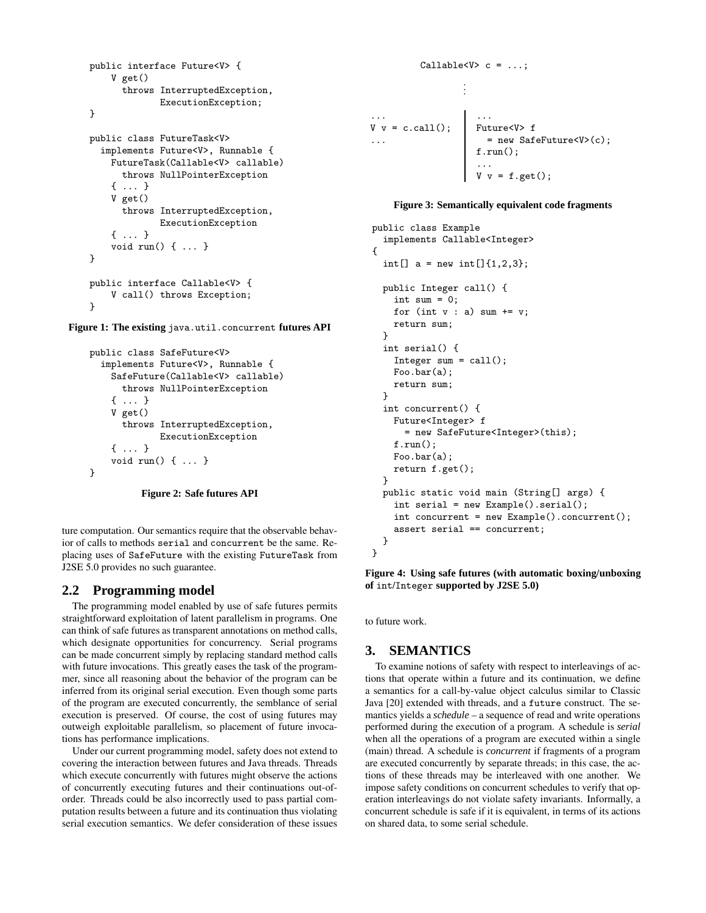```java
public interface Future<V> {
    V get()
      throws InterruptedException,
             ExecutionException;
}

public class FutureTask<V>
  implements Future<V>, Runnable {
    FutureTask(Callable<V> callable)
      throws NullPointerException
    { ... }
    V get()
      throws InterruptedException,
             ExecutionException
    { ... }
    void run() { ... }
}

public interface Callable<V> {
    V call() throws Exception;
}
```

**Figure 1: The existing** `java.util.concurrent` **futures API**

```java
public class SafeFuture<V>
  implements Future<V>, Runnable {
    SafeFuture(Callable<V> callable)
      throws NullPointerException
    { ... }
    V get()
      throws InterruptedException,
             ExecutionException
    { ... }
    void run() { ... }
}
```

**Figure 2: Safe futures API**

ture computation. Our semantics require that the observable behavior of calls to methods `serial` and `concurrent` be the same. Replacing uses of `SafeFuture` with the existing `FutureTask` from J2SE 5.0 provides no such guarantee.

## 2.2 Programming model

The programming model enabled by use of safe futures permits straightforward exploitation of latent parallelism in programs. One can think of safe futures as transparent annotations on method calls, which designate opportunities for concurrency. Serial programs can be made concurrent simply by replacing standard method calls with future invocations. This greatly eases the task of the programmer, since all reasoning about the behavior of the program can be inferred from its original serial execution. Even though some parts of the program are executed concurrently, the semblance of serial execution is preserved. Of course, the cost of using futures may outweigh exploitable parallelism, so placement of future invocations has performance implications.

Under our current programming model, safety does not extend to covering the interaction between futures and Java threads. Threads which execute concurrently with futures might observe the actions of concurrently executing futures and their continuations out-of-order. Threads could be also incorrectly used to pass partial computation results between a future and its continuation thus violating serial execution semantics. We defer consideration of these issues to future work.

```java
Callable<V> c = ...;
        ⋮
...                  | ...
V v = c.call();      | Future<V> f
...                  |   = new SafeFuture<V>(c);
                     | f.run();
                     | ...
                     | V v = f.get();
```

**Figure 3: Semantically equivalent code fragments**

```java
public class Example
  implements Callable<Integer>
{
  int[] a = new int[]{1,2,3};

  public Integer call() {
    int sum = 0;
    for (int v : a) sum += v;
    return sum;
  }
  int serial() {
    Integer sum = call();
    Foo.bar(a);
    return sum;
  }
  int concurrent() {
    Future<Integer> f
      = new SafeFuture<Integer>(this);
    f.run();
    Foo.bar(a);
    return f.get();
  }
  public static void main (String[] args) {
    int serial = new Example().serial();
    int concurrent = new Example().concurrent();
    assert serial == concurrent;
  }
}
```

**Figure 4: Using safe futures (with automatic boxing/unboxing of** `int`/`Integer` **supported by J2SE 5.0)**

# 3. SEMANTICS

To examine notions of safety with respect to interleavings of actions that operate within a future and its continuation, we define a semantics for a call-by-value object calculus similar to Classic Java [20] extended with threads, and a `future` construct. The semantics yields a *schedule* – a sequence of read and write operations performed during the execution of a program. A schedule is *serial* when all the operations of a program are executed within a single (main) thread. A schedule is *concurrent* if fragments of a program are executed concurrently by separate threads; in this case, the actions of these threads may be interleaved with one another. We impose safety conditions on concurrent schedules to verify that operation interleavings do not violate safety invariants. Informally, a concurrent schedule is safe if it is equivalent, in terms of its actions on shared data, to some serial schedule.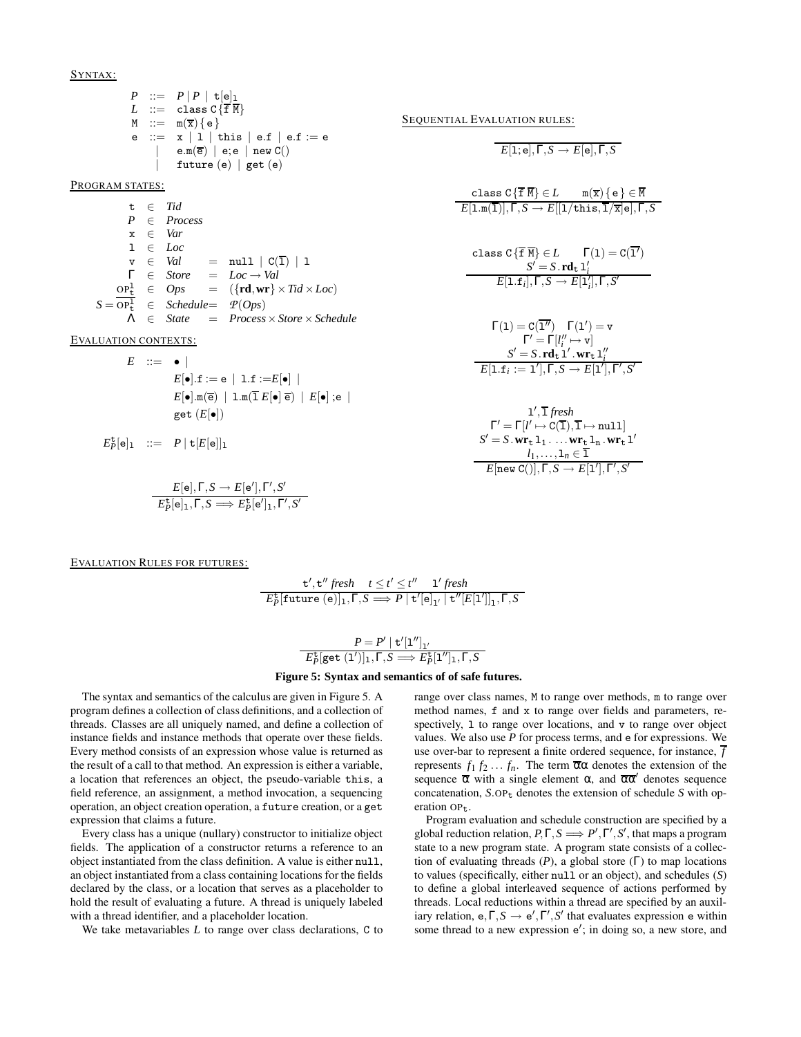SYNTAX:

$$
\begin{array}{rcl}
P & ::= & P \mid P \ \mid \ \mathtt{t}[\mathtt{e}]_{\mathtt{l}} \\
L & ::= & \mathtt{class}\ \mathtt{C}\{\overline{\mathtt{f}}\ \overline{\mathtt{M}}\} \\
\mathtt{M} & ::= & \mathtt{m}(\overline{\mathtt{x}})\{\mathtt{e}\} \\
\mathtt{e} & ::= & \mathtt{x} \mid \mathtt{l} \mid \mathtt{this} \mid \mathtt{e.f} \mid \mathtt{e.f} := \mathtt{e} \\
& | & \mathtt{e.m}(\overline{\mathtt{e}}) \mid \mathtt{e};\mathtt{e} \mid \mathtt{new}\ \mathtt{C}() \\
& | & \mathtt{future}\ (\mathtt{e}) \mid \mathtt{get}\ (\mathtt{e})
\end{array}
$$

PROGRAM STATES:

$$
\begin{array}{rcll}
\mathtt{t} & \in & \mathit{Tid} & \\
P & \in & \mathit{Process} & \\
\mathtt{x} & \in & \mathit{Var} & \\
\mathtt{l} & \in & \mathit{Loc} & \\
\mathtt{v} & \in & \mathit{Val} & = \ \mathtt{null} \mid \mathtt{C}(\overline{\mathtt{l}}) \mid \mathtt{l} \\
\Gamma & \in & \mathit{Store} & = \ \mathit{Loc} \rightarrow \mathit{Val} \\
\mathrm{OP}^{\mathtt{l}}_{\mathtt{t}} & \in & \mathit{Ops} & = \ (\{\mathbf{rd}, \mathbf{wr}\} \times \mathit{Tid} \times \mathit{Loc}) \\
S = \overline{\mathrm{OP}^{\mathtt{l}}_{\mathtt{t}}} & \in & \mathit{Schedule} & = \ \mathcal{P}(\mathit{Ops}) \\
\Lambda & \in & \mathit{State} & = \ \mathit{Process} \times \mathit{Store} \times \mathit{Schedule}
\end{array}
$$

EVALUATION CONTEXTS:

$$
\begin{array}{rcl}
E & ::= & \bullet \mid \\
& & E[\bullet].\mathtt{f} := \mathtt{e} \mid \mathtt{l.f} := E[\bullet] \mid \\
& & E[\bullet].\mathtt{m}(\overline{\mathtt{e}}) \mid \mathtt{l.m}(\overline{\mathtt{l}}\ E[\bullet]\ \overline{\mathtt{e}}) \mid E[\bullet]\ ;\mathtt{e} \mid \\
& & \mathtt{get}\ (E[\bullet])
\end{array}
$$

$$
E^{\mathtt{t}}_{P}[\mathtt{e}]_{\mathtt{l}} \ ::= \ P \mid \mathtt{t}[E[\mathtt{e}]]_{\mathtt{l}}
$$

$$
\frac{E[\mathtt{e}], \Gamma, S \rightarrow E[\mathtt{e}'], \Gamma', S'}{E^{\mathtt{t}}_{P}[\mathtt{e}]_{\mathtt{l}}, \Gamma, S \Longrightarrow E^{\mathtt{t}}_{P}[\mathtt{e}']_{\mathtt{l}}, \Gamma', S'}
$$

SEQUENTIAL EVALUATION RULES:

$$
\overline{E[\mathtt{l};\mathtt{e}], \Gamma, S \rightarrow E[\mathtt{e}], \Gamma, S}
$$

$$
\frac{\mathtt{class}\ \mathtt{C}\{\overline{\mathtt{f}}\ \overline{\mathtt{M}}\} \in L \qquad \mathtt{m}(\overline{\mathtt{x}})\{\mathtt{e}\} \in \overline{\mathtt{M}}}{E[\mathtt{l.m}(\overline{\mathtt{l}})], \Gamma, S \rightarrow E[[\mathtt{l}/\mathtt{this}, \overline{\mathtt{l}}/\overline{\mathtt{x}}]\mathtt{e}], \Gamma, S}
$$

$$
\frac{\mathtt{class}\ \mathtt{C}\{\overline{\mathtt{f}}\ \overline{\mathtt{M}}\} \in L \qquad \Gamma(\mathtt{l}) = \mathtt{C}(\overline{\mathtt{l}'}) \qquad S' = S\,.\,\mathbf{rd}_{\mathtt{t}}\,\mathtt{l}'_i}{E[\mathtt{l.f}_i], \Gamma, S \rightarrow E[\mathtt{l}'_i], \Gamma, S'}
$$

$$
\frac{\Gamma(\mathtt{l}) = \mathtt{C}(\overline{\mathtt{l}''}) \quad \Gamma(\mathtt{l}') = \mathtt{v} \quad \Gamma' = \Gamma[l''_i \mapsto \mathtt{v}] \quad S' = S\,.\,\mathbf{rd}_{\mathtt{t}}\,\mathtt{l}'\,.\,\mathbf{wr}_{\mathtt{t}}\,\mathtt{l}''_i}{E[\mathtt{l.f}_i := \mathtt{l}'], \Gamma, S \rightarrow E[\mathtt{l}'], \Gamma', S'}
$$

$$
\frac{\mathtt{l}', \overline{\mathtt{l}}\ \mathit{fresh} \quad \Gamma' = \Gamma[l' \mapsto \mathtt{C}(\overline{\mathtt{l}}), \overline{\mathtt{l}} \mapsto \mathtt{null}] \quad S' = S\,.\,\mathbf{wr}_{\mathtt{t}}\,\mathtt{l}_1\,.\,\ldots\mathbf{wr}_{\mathtt{t}}\,\mathtt{l}_n\,.\,\mathbf{wr}_{\mathtt{t}}\,\mathtt{l}' \quad l_1, \ldots, \mathtt{l}_n \in \overline{\mathtt{l}}}{E[\mathtt{new}\ \mathtt{C}()], \Gamma, S \rightarrow E[\mathtt{l}'], \Gamma', S'}
$$

EVALUATION RULES FOR FUTURES:

$$
\frac{\mathtt{t}', \mathtt{t}''\ \mathit{fresh} \quad t \leq t' \leq t'' \quad \mathtt{l}'\ \mathit{fresh}}{E^{\mathtt{t}}_{P}[\mathtt{future}\ (\mathtt{e})]_{\mathtt{l}}, \Gamma, S \Longrightarrow P \mid \mathtt{t}'[\mathtt{e}]_{\mathtt{l}'} \mid \mathtt{t}''[E[\mathtt{l}']]_{\mathtt{l}}, \Gamma, S}
$$

$$
\frac{P = P' \mid \mathtt{t}'[\mathtt{l}'']_{\mathtt{l}'}}{E^{\mathtt{t}}_{P}[\mathtt{get}\ (\mathtt{l}')]_{\mathtt{l}}, \Gamma, S \Longrightarrow E^{\mathtt{t}}_{P}[\mathtt{l}'']_{\mathtt{l}}, \Gamma, S}
$$

**Figure 5: Syntax and semantics of of safe futures.**

The syntax and semantics of the calculus are given in Figure 5. A program defines a collection of class definitions, and a collection of threads. Classes are all uniquely named, and define a collection of instance fields and instance methods that operate over these fields. Every method consists of an expression whose value is returned as the result of a call to that method. An expression is either a variable, a location that references an object, the pseudo-variable `this`, a field reference, an assignment, a method invocation, a sequencing operation, an object creation operation, a `future` creation, or a `get` expression that claims a future.

Every class has a unique (nullary) constructor to initialize object fields. The application of a constructor returns a reference to an object instantiated from the class definition. A value is either `null`, an object instantiated from a class containing locations for the fields declared by the class, or a location that serves as a placeholder to hold the result of evaluating a future. A thread is uniquely labeled with a thread identifier, and a placeholder location.

We take metavariables $L$ to range over class declarations, `C` to range over class names, `M` to range over methods, `m` to range over method names, `f` and `x` to range over fields and parameters, respectively, `l` to range over locations, and `v` to range over object values. We also use $P$ for process terms, and `e` for expressions. We use over-bar to represent a finite ordered sequence, for instance, $\overline{f}$ represents $f_1\ f_2\ \ldots\ f_n$. The term $\overline{\alpha}\alpha$ denotes the extension of the sequence $\overline{\alpha}$ with a single element $\alpha$, and $\overline{\alpha}\overline{\alpha}'$ denotes sequence concatenation, $S.\mathrm{OP}_{\mathtt{t}}$ denotes the extension of schedule $S$ with operation $\mathrm{OP}_{\mathtt{t}}$.

Program evaluation and schedule construction are specified by a global reduction relation, $P, \Gamma, S \Longrightarrow P', \Gamma', S'$, that maps a program state to a new program state. A program state consists of a collection of evaluating threads ($P$), a global store ($\Gamma$) to map locations to values (specifically, either `null` or an object), and schedules ($S$) to define a global interleaved sequence of actions performed by threads. Local reductions within a thread are specified by an auxiliary relation, $\mathtt{e}, \Gamma, S \rightarrow \mathtt{e}', \Gamma', S'$ that evaluates expression `e` within some thread to a new expression $\mathtt{e}'$; in doing so, a new store, and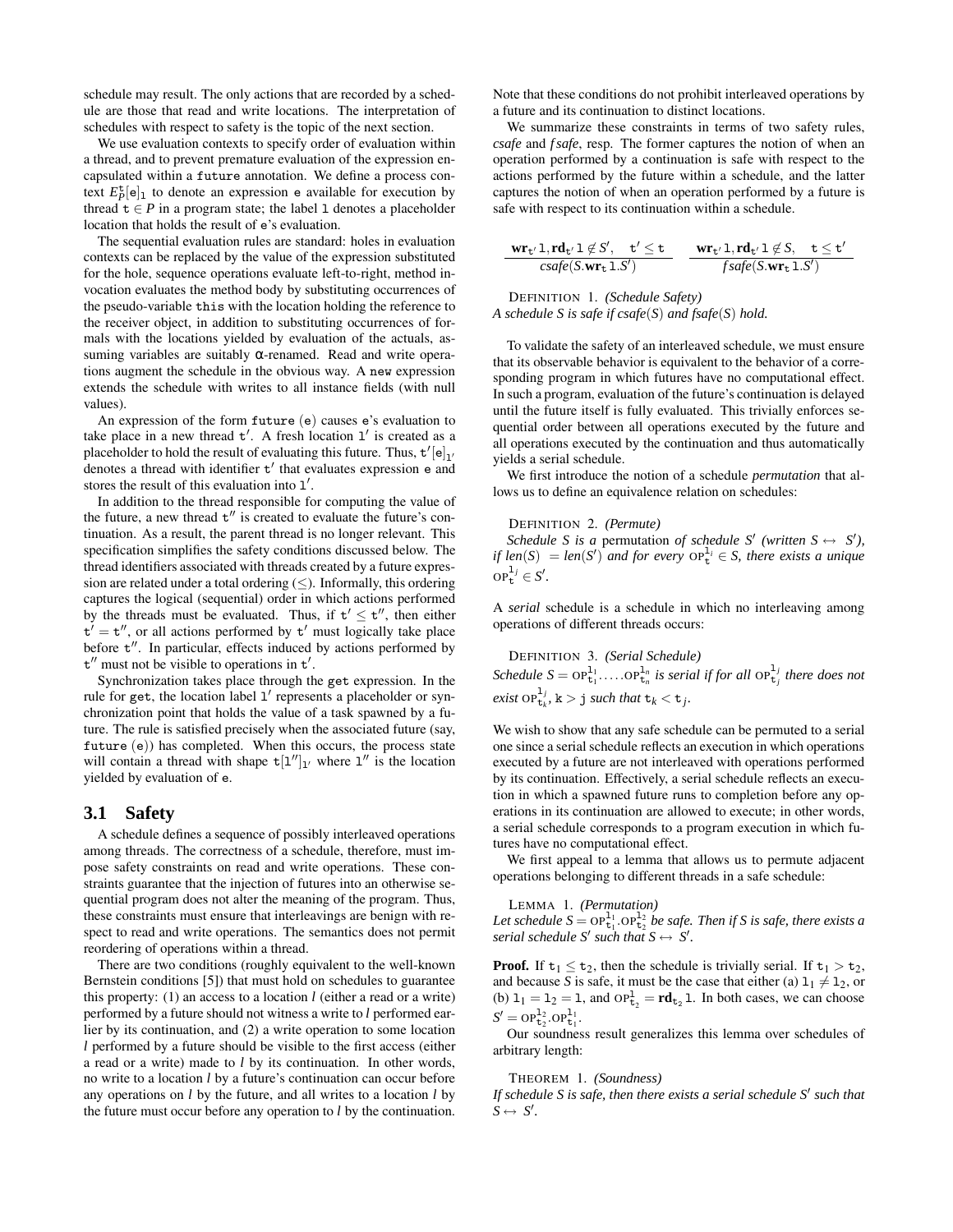schedule may result. The only actions that are recorded by a schedule are those that read and write locations. The interpretation of schedules with respect to safety is the topic of the next section.

We use evaluation contexts to specify order of evaluation within a thread, and to prevent premature evaluation of the expression encapsulated within a `future` annotation. We define a process context $E^{\mathtt{t}}_{P}[\mathtt{e}]_{\mathtt{l}}$ to denote an expression e available for execution by thread $\mathtt{t} \in P$ in a program state; the label l denotes a placeholder location that holds the result of e's evaluation.

The sequential evaluation rules are standard: holes in evaluation contexts can be replaced by the value of the expression substituted for the hole, sequence operations evaluate left-to-right, method invocation evaluates the method body by substituting occurrences of the pseudo-variable `this` with the location holding the reference to the receiver object, in addition to substituting occurrences of formals with the locations yielded by evaluation of the actuals, assuming variables are suitably $\alpha$-renamed. Read and write operations augment the schedule in the obvious way. A `new` expression extends the schedule with writes to all instance fields (with null values).

An expression of the form `future (e)` causes e's evaluation to take place in a new thread $\mathtt{t}'$. A fresh location $\mathtt{l}'$ is created as a placeholder to hold the result of evaluating this future. Thus, $\mathtt{t}'[\mathtt{e}]_{\mathtt{l}'}$ denotes a thread with identifier $\mathtt{t}'$ that evaluates expression e and stores the result of this evaluation into $\mathtt{l}'$.

In addition to the thread responsible for computing the value of the future, a new thread $\mathtt{t}''$ is created to evaluate the future's continuation. As a result, the parent thread is no longer relevant. This specification simplifies the safety conditions discussed below. The thread identifiers associated with threads created by a future expression are related under a total ordering ($\leq$). Informally, this ordering captures the logical (sequential) order in which actions performed by the threads must be evaluated. Thus, if $\mathtt{t}' \leq \mathtt{t}''$, then either $\mathtt{t}' = \mathtt{t}''$, or all actions performed by $\mathtt{t}'$ must logically take place before $\mathtt{t}''$. In particular, effects induced by actions performed by $\mathtt{t}''$ must not be visible to operations in $\mathtt{t}'$.

Synchronization takes place through the `get` expression. In the rule for `get`, the location label $\mathtt{l}'$ represents a placeholder or synchronization point that holds the value of a task spawned by a future. The rule is satisfied precisely when the associated future (say, `future (e)`) has completed. When this occurs, the process state will contain a thread with shape $\mathtt{t}[\mathtt{l}'']_{\mathtt{l}'}$ where $\mathtt{l}''$ is the location yielded by evaluation of e.

### 3.1 Safety

A schedule defines a sequence of possibly interleaved operations among threads. The correctness of a schedule, therefore, must impose safety constraints on read and write operations. These constraints guarantee that the injection of futures into an otherwise sequential program does not alter the meaning of the program. Thus, these constraints must ensure that interleavings are benign with respect to read and write operations. The semantics does not permit reordering of operations within a thread.

There are two conditions (roughly equivalent to the well-known Bernstein conditions [5]) that must hold on schedules to guarantee this property: (1) an access to a location $l$ (either a read or a write) performed by a future should not witness a write to $l$ performed earlier by its continuation, and (2) a write operation to some location $l$ performed by a future should be visible to the first access (either a read or a write) made to $l$ by its continuation. In other words, no write to a location $l$ by a future's continuation can occur before any operations on $l$ by the future, and all writes to a location $l$ by the future must occur before any operation to $l$ by the continuation. Note that these conditions do not prohibit interleaved operations by a future and its continuation to distinct locations.

We summarize these constraints in terms of two safety rules, *csafe* and *fsafe*, resp. The former captures the notion of when an operation performed by a continuation is safe with respect to the actions performed by the future within a schedule, and the latter captures the notion of when an operation performed by a future is safe with respect to its continuation within a schedule.

$$\frac{\mathbf{wr}_{\mathtt{t}'}\,\mathtt{l}, \mathbf{rd}_{\mathtt{t}'}\,\mathtt{l} \notin S', \quad \mathtt{t}' \leq \mathtt{t}}{csafe(S.\mathbf{wr}_{\mathtt{t}}\,\mathtt{l}.S')} \qquad \frac{\mathbf{wr}_{\mathtt{t}'}\,\mathtt{l}, \mathbf{rd}_{\mathtt{t}'}\,\mathtt{l} \notin S, \quad \mathtt{t} \leq \mathtt{t}'}{fsafe(S.\mathbf{wr}_{\mathtt{t}}\,\mathtt{l}.S')}$$

DEFINITION 1. *(Schedule Safety)*
*A schedule $S$ is safe if csafe($S$) and fsafe($S$) hold.*

To validate the safety of an interleaved schedule, we must ensure that its observable behavior is equivalent to the behavior of a corresponding program in which futures have no computational effect. In such a program, evaluation of the future's continuation is delayed until the future itself is fully evaluated. This trivially enforces sequential order between all operations executed by the future and all operations executed by the continuation and thus automatically yields a serial schedule.

We first introduce the notion of a schedule *permutation* that allows us to define an equivalence relation on schedules:

DEFINITION 2. *(Permute)*
*Schedule $S$ is a* permutation *of schedule $S'$ (written $S \leftrightarrow S'$), if $len(S) = len(S')$ and for every $\mathrm{OP}^{\mathtt{l}_i}_{\mathtt{t}} \in S$, there exists a unique $\mathrm{OP}^{\mathtt{l}_j}_{\mathtt{t}} \in S'$.*

A *serial* schedule is a schedule in which no interleaving among operations of different threads occurs:

DEFINITION 3. *(Serial Schedule)*
*Schedule $S = \mathrm{OP}^{\mathtt{l}_1}_{\mathtt{t}_1}.\ldots.\mathrm{OP}^{\mathtt{l}_n}_{\mathtt{t}_n}$ is serial if for all $\mathrm{OP}^{\mathtt{l}_j}_{\mathtt{t}_j}$ there does not exist $\mathrm{OP}^{\mathtt{l}_j}_{\mathtt{t}_k}$, $\mathtt{k} > \mathtt{j}$ such that $\mathtt{t}_k < \mathtt{t}_j$.*

We wish to show that any safe schedule can be permuted to a serial one since a serial schedule reflects an execution in which operations executed by a future are not interleaved with operations performed by its continuation. Effectively, a serial schedule reflects an execution in which a spawned future runs to completion before any operations in its continuation are allowed to execute; in other words, a serial schedule corresponds to a program execution in which futures have no computational effect.

We first appeal to a lemma that allows us to permute adjacent operations belonging to different threads in a safe schedule:

LEMMA 1. *(Permutation)*
*Let schedule $S = \mathrm{OP}^{\mathtt{l}_1}_{\mathtt{t}_1}.\mathrm{OP}^{\mathtt{l}_2}_{\mathtt{t}_2}$ be safe. Then if $S$ is safe, there exists a serial schedule $S'$ such that $S \leftrightarrow S'$.*

**Proof.** If $\mathtt{t}_1 \leq \mathtt{t}_2$, then the schedule is trivially serial. If $\mathtt{t}_1 > \mathtt{t}_2$, and because $S$ is safe, it must be the case that either (a) $\mathtt{l}_1 \neq \mathtt{l}_2$, or (b) $\mathtt{l}_1 = \mathtt{l}_2 = \mathtt{l}$, and $\mathrm{OP}^{\mathtt{l}}_{\mathtt{t}_2} = \mathbf{rd}_{\mathtt{t}_2}\,\mathtt{l}$. In both cases, we can choose $S' = \mathrm{OP}^{\mathtt{l}_2}_{\mathtt{t}_2}.\mathrm{OP}^{\mathtt{l}_1}_{\mathtt{t}_1}$.

Our soundness result generalizes this lemma over schedules of arbitrary length:

THEOREM 1. *(Soundness)*
*If schedule $S$ is safe, then there exists a serial schedule $S'$ such that $S \leftrightarrow S'$.*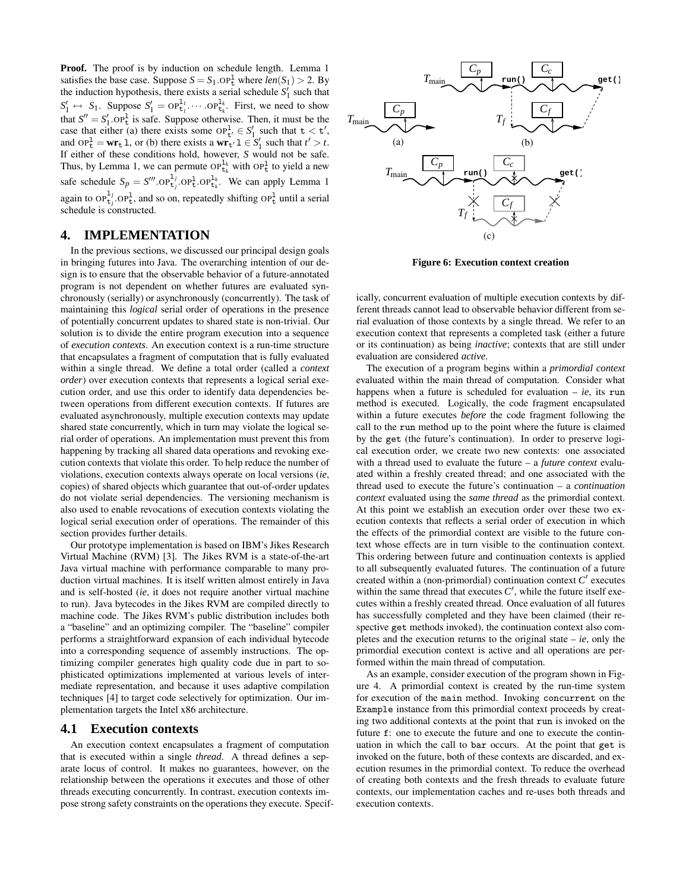**Proof.** The proof is by induction on schedule length. Lemma 1 satisfies the base case. Suppose $S = S_1.\mathtt{OP}^{\mathtt{l}}_{\mathtt{t}}$ where $len(S_1) > 2$. By the induction hypothesis, there exists a serial schedule $S'_1$ such that $S'_1 \leftrightarrow S_1$. Suppose $S'_1 = \mathtt{OP}^{\mathtt{l}_1}_{\mathtt{t}_1}.\cdots.\mathtt{OP}^{\mathtt{l}_k}_{\mathtt{t}_k}$. First, we need to show that $S'' = S'_1.\mathtt{OP}^{\mathtt{l}}_{\mathtt{t}}$ is safe. Suppose otherwise. Then, it must be the case that either (a) there exists some $\mathtt{OP}^{\mathtt{l}}_{\mathtt{t}'} \in S'_1$ such that $\mathtt{t} < \mathtt{t}'$, and $\mathtt{OP}^{\mathtt{l}}_{\mathtt{t}} = \mathbf{wr}_{\mathtt{t}}\,\mathtt{l}$, or (b) there exists a $\mathbf{wr}_{\mathtt{t}'}\,\mathtt{l} \in S'_1$ such that $t' > t$. If either of these conditions hold, however, $S$ would not be safe. Thus, by Lemma 1, we can permute $\mathtt{OP}^{\mathtt{l}_k}_{\mathtt{t}_k}$ with $\mathtt{OP}^{\mathtt{l}}_{\mathtt{t}}$ to yield a new safe schedule $S_p = S'''.\mathtt{OP}^{\mathtt{l}_j}_{\mathtt{t}_j}.\mathtt{OP}^{\mathtt{l}}_{\mathtt{t}}.\mathtt{OP}^{\mathtt{l}_k}_{\mathtt{t}_k}$. We can apply Lemma 1 again to $\mathtt{OP}^{\mathtt{l}_j}_{\mathtt{t}_j}.\mathtt{OP}^{\mathtt{l}}_{\mathtt{t}}$, and so on, repeatedly shifting $\mathtt{OP}^{\mathtt{l}}_{\mathtt{t}}$ until a serial schedule is constructed.

# 4. IMPLEMENTATION

In the previous sections, we discussed our principal design goals in bringing futures into Java. The overarching intention of our design is to ensure that the observable behavior of a future-annotated program is not dependent on whether futures are evaluated synchronously (serially) or asynchronously (concurrently). The task of maintaining this *logical* serial order of operations in the presence of potentially concurrent updates to shared state is non-trivial. Our solution is to divide the entire program execution into a sequence of *execution contexts*. An execution context is a run-time structure that encapsulates a fragment of computation that is fully evaluated within a single thread. We define a total order (called a *context order*) over execution contexts that represents a logical serial execution order, and use this order to identify data dependencies between operations from different execution contexts. If futures are evaluated asynchronously, multiple execution contexts may update shared state concurrently, which in turn may violate the logical serial order of operations. An implementation must prevent this from happening by tracking all shared data operations and revoking execution contexts that violate this order. To help reduce the number of violations, execution contexts always operate on local versions (*ie*, copies) of shared objects which guarantee that out-of-order updates do not violate serial dependencies. The versioning mechanism is also used to enable revocations of execution contexts violating the logical serial execution order of operations. The remainder of this section provides further details.

Our prototype implementation is based on IBM's Jikes Research Virtual Machine (RVM) [3]. The Jikes RVM is a state-of-the-art Java virtual machine with performance comparable to many production virtual machines. It is itself written almost entirely in Java and is self-hosted (*ie*, it does not require another virtual machine to run). Java bytecodes in the Jikes RVM are compiled directly to machine code. The Jikes RVM's public distribution includes both a "baseline" and an optimizing compiler. The "baseline" compiler performs a straightforward expansion of each individual bytecode into a corresponding sequence of assembly instructions. The optimizing compiler generates high quality code due in part to sophisticated optimizations implemented at various levels of intermediate representation, and because it uses adaptive compilation techniques [4] to target code selectively for optimization. Our implementation targets the Intel x86 architecture.

## 4.1 Execution contexts

An execution context encapsulates a fragment of computation that is executed within a single *thread*. A thread defines a separate locus of control. It makes no guarantees, however, on the relationship between the operations it executes and those of other threads executing concurrently. In contrast, execution contexts impose strong safety constraints on the operations they execute. Specifically, concurrent evaluation of multiple execution contexts by different threads cannot lead to observable behavior different from serial evaluation of those contexts by a single thread. We refer to an execution context that represents a completed task (either a future or its continuation) as being *inactive*; contexts that are still under evaluation are considered *active*.

**Figure 6: Execution context creation**

The execution of a program begins within a *primordial context* evaluated within the main thread of computation. Consider what happens when a future is scheduled for evaluation – *ie*, its `run` method is executed. Logically, the code fragment encapsulated within a future executes *before* the code fragment following the call to the `run` method up to the point where the future is claimed by the `get` (the future's continuation). In order to preserve logical execution order, we create two new contexts: one associated with a thread used to evaluate the future – a *future context* evaluated within a freshly created thread; and one associated with the thread used to execute the future's continuation – a *continuation context* evaluated using the *same thread* as the primordial context. At this point we establish an execution order over these two execution contexts that reflects a serial order of execution in which the effects of the primordial context are visible to the future context whose effects are in turn visible to the continuation context. This ordering between future and continuation contexts is applied to all subsequently evaluated futures. The continuation of a future created within a (non-primordial) continuation context $C'$ executes within the same thread that executes $C'$, while the future itself executes within a freshly created thread. Once evaluation of all futures has successfully completed and they have been claimed (their respective `get` methods invoked), the continuation context also completes and the execution returns to the original state – *ie*, only the primordial execution context is active and all operations are performed within the main thread of computation.

As an example, consider execution of the program shown in Figure 4. A primordial context is created by the run-time system for execution of the `main` method. Invoking `concurrent` on the `Example` instance from this primordial context proceeds by creating two additional contexts at the point that `run` is invoked on the future `f`: one to execute the future and one to execute the continuation in which the call to `bar` occurs. At the point that `get` is invoked on the future, both of these contexts are discarded, and execution resumes in the primordial context. To reduce the overhead of creating both contexts and the fresh threads to evaluate future contexts, our implementation caches and re-uses both threads and execution contexts.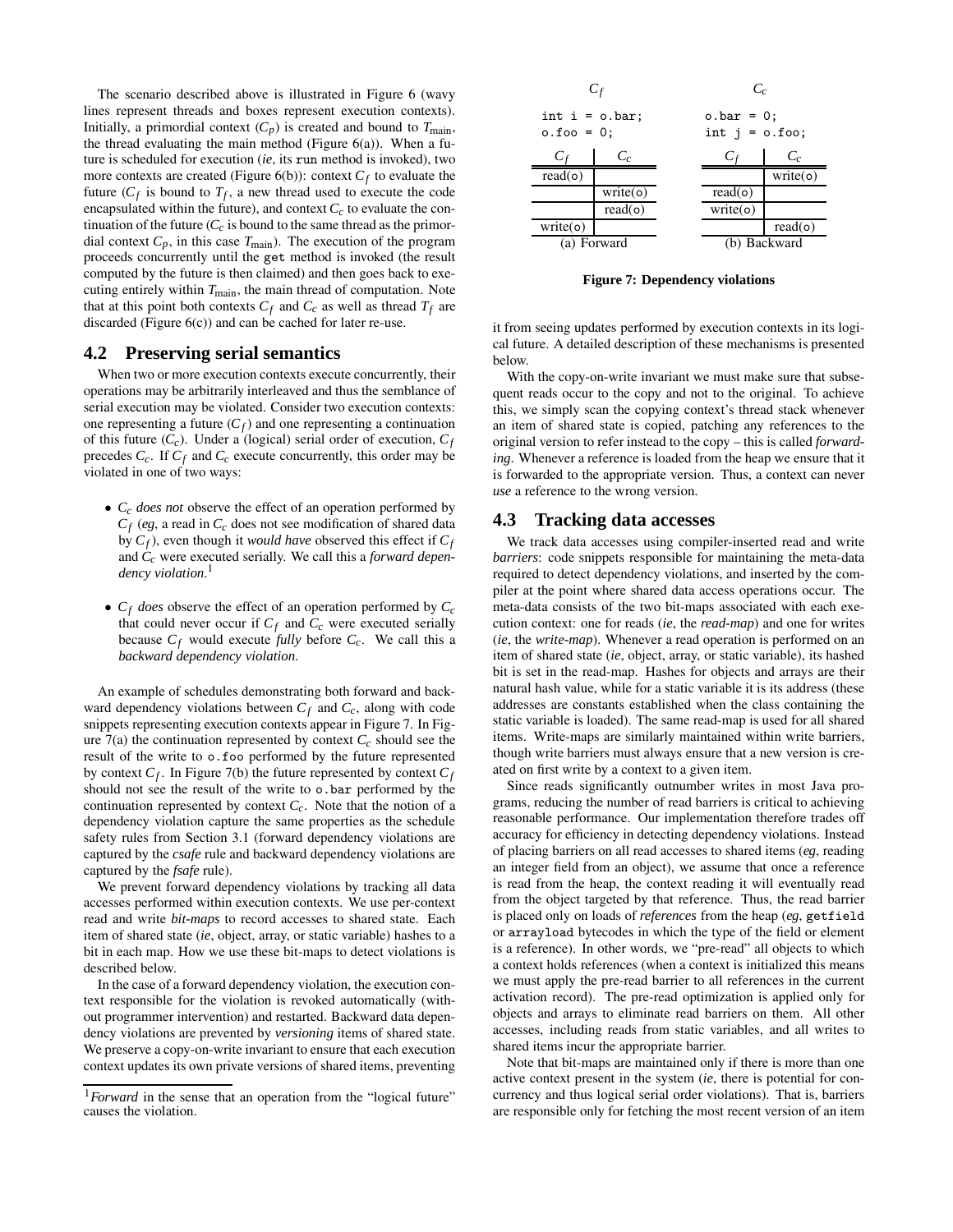The scenario described above is illustrated in Figure 6 (wavy lines represent threads and boxes represent execution contexts). Initially, a primordial context ($C_p$) is created and bound to $T_{\text{main}}$, the thread evaluating the main method (Figure 6(a)). When a future is scheduled for execution (*ie*, its `run` method is invoked), two more contexts are created (Figure 6(b)): context $C_f$ to evaluate the future ($C_f$ is bound to $T_f$, a new thread used to execute the code encapsulated within the future), and context $C_c$ to evaluate the continuation of the future ($C_c$ is bound to the same thread as the primordial context $C_p$, in this case $T_{\text{main}}$). The execution of the program proceeds concurrently until the `get` method is invoked (the result computed by the future is then claimed) and then goes back to executing entirely within $T_{\text{main}}$, the main thread of computation. Note that at this point both contexts $C_f$ and $C_c$ as well as thread $T_f$ are discarded (Figure 6(c)) and can be cached for later re-use.

## 4.2 Preserving serial semantics

When two or more execution contexts execute concurrently, their operations may be arbitrarily interleaved and thus the semblance of serial execution may be violated. Consider two execution contexts: one representing a future ($C_f$) and one representing a continuation of this future ($C_c$). Under a (logical) serial order of execution, $C_f$ precedes $C_c$. If $C_f$ and $C_c$ execute concurrently, this order may be violated in one of two ways:

- $C_c$ *does not* observe the effect of an operation performed by $C_f$ (*eg*, a read in $C_c$ does not see modification of shared data by $C_f$), even though it *would have* observed this effect if $C_f$ and $C_c$ were executed serially. We call this a *forward dependency violation*.[1]
- $C_f$ *does* observe the effect of an operation performed by $C_c$ that could never occur if $C_f$ and $C_c$ were executed serially because $C_f$ would execute *fully* before $C_c$. We call this a *backward dependency violation*.

An example of schedules demonstrating both forward and backward dependency violations between $C_f$ and $C_c$, along with code snippets representing execution contexts appear in Figure 7. In Figure 7(a) the continuation represented by context $C_c$ should see the result of the write to `o.foo` performed by the future represented by context $C_f$. In Figure 7(b) the future represented by context $C_f$ should not see the result of the write to `o.bar` performed by the continuation represented by context $C_c$. Note that the notion of a dependency violation capture the same properties as the schedule safety rules from Section 3.1 (forward dependency violations are captured by the *csafe* rule and backward dependency violations are captured by the *fsafe* rule).

We prevent forward dependency violations by tracking all data accesses performed within execution contexts. We use per-context read and write *bit-maps* to record accesses to shared state. Each item of shared state (*ie*, object, array, or static variable) hashes to a bit in each map. How we use these bit-maps to detect violations is described below.

In the case of a forward dependency violation, the execution context responsible for the violation is revoked automatically (without programmer intervention) and restarted. Backward data dependency violations are prevented by *versioning* items of shared state. We preserve a copy-on-write invariant to ensure that each execution context updates its own private versions of shared items, preventing it from seeing updates performed by execution contexts in its logical future. A detailed description of these mechanisms is presented below.

[1] *Forward* in the sense that an operation from the "logical future" causes the violation.

$C_f$:
```
int i = o.bar;
o.foo = 0;
```

$C_c$:
```
o.bar = 0;
int j = o.foo;
```

(a) Forward

| $C_f$ | $C_c$ |
|---|---|
| read(o) | |
| | write(o) |
| | read(o) |
| write(o) | |

(b) Backward

| $C_f$ | $C_c$ |
|---|---|
| | write(o) |
| read(o) | |
| write(o) | |
| | read(o) |

**Figure 7: Dependency violations**

With the copy-on-write invariant we must make sure that subsequent reads occur to the copy and not to the original. To achieve this, we simply scan the copying context's thread stack whenever an item of shared state is copied, patching any references to the original version to refer instead to the copy – this is called *forwarding*. Whenever a reference is loaded from the heap we ensure that it is forwarded to the appropriate version. Thus, a context can never *use* a reference to the wrong version.

## 4.3 Tracking data accesses

We track data accesses using compiler-inserted read and write *barriers*: code snippets responsible for maintaining the meta-data required to detect dependency violations, and inserted by the compiler at the point where shared data access operations occur. The meta-data consists of the two bit-maps associated with each execution context: one for reads (*ie*, the *read-map*) and one for writes (*ie*, the *write-map*). Whenever a read operation is performed on an item of shared state (*ie*, object, array, or static variable), its hashed bit is set in the read-map. Hashes for objects and arrays are their natural hash value, while for a static variable it is its address (these addresses are constants established when the class containing the static variable is loaded). The same read-map is used for all shared items. Write-maps are similarly maintained within write barriers, though write barriers must always ensure that a new version is created on first write by a context to a given item.

Since reads significantly outnumber writes in most Java programs, reducing the number of read barriers is critical to achieving reasonable performance. Our implementation therefore trades off accuracy for efficiency in detecting dependency violations. Instead of placing barriers on all read accesses to shared items (*eg*, reading an integer field from an object), we assume that once a reference is read from the heap, the context reading it will eventually read from the object targeted by that reference. Thus, the read barrier is placed only on loads of *references* from the heap (*eg*, `getfield` or `arrayload` bytecodes in which the type of the field or element is a reference). In other words, we "pre-read" all objects to which a context holds references (when a context is initialized this means we must apply the pre-read barrier to all references in the current activation record). The pre-read optimization is applied only for objects and arrays to eliminate read barriers on them. All other accesses, including reads from static variables, and all writes to shared items incur the appropriate barrier.

Note that bit-maps are maintained only if there is more than one active context present in the system (*ie*, there is potential for concurrency and thus logical serial order violations). That is, barriers are responsible only for fetching the most recent version of an item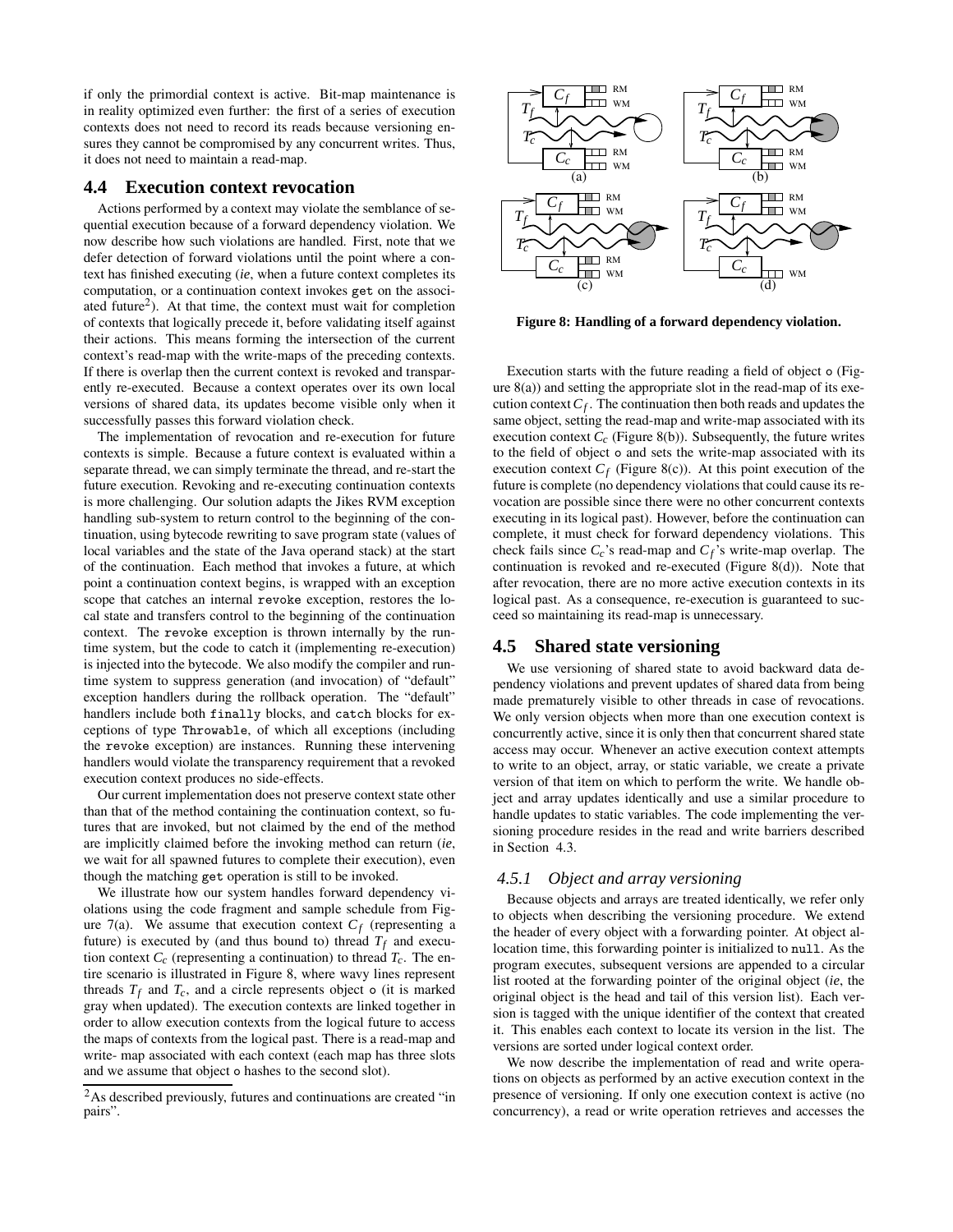if only the primordial context is active. Bit-map maintenance is in reality optimized even further: the first of a series of execution contexts does not need to record its reads because versioning ensures they cannot be compromised by any concurrent writes. Thus, it does not need to maintain a read-map.

## 4.4 Execution context revocation

Actions performed by a context may violate the semblance of sequential execution because of a forward dependency violation. We now describe how such violations are handled. First, note that we defer detection of forward violations until the point where a context has finished executing (*ie*, when a future context completes its computation, or a continuation context invokes `get` on the associated future[2]). At that time, the context must wait for completion of contexts that logically precede it, before validating itself against their actions. This means forming the intersection of the current context's read-map with the write-maps of the preceding contexts. If there is overlap then the current context is revoked and transparently re-executed. Because a context operates over its own local versions of shared data, its updates become visible only when it successfully passes this forward violation check.

The implementation of revocation and re-execution for future contexts is simple. Because a future context is evaluated within a separate thread, we can simply terminate the thread, and re-start the future execution. Revoking and re-executing continuation contexts is more challenging. Our solution adapts the Jikes RVM exception handling sub-system to return control to the beginning of the continuation, using bytecode rewriting to save program state (values of local variables and the state of the Java operand stack) at the start of the continuation. Each method that invokes a future, at which point a continuation context begins, is wrapped with an exception scope that catches an internal `revoke` exception, restores the local state and transfers control to the beginning of the continuation context. The `revoke` exception is thrown internally by the runtime system, but the code to catch it (implementing re-execution) is injected into the bytecode. We also modify the compiler and runtime system to suppress generation (and invocation) of "default" exception handlers during the rollback operation. The "default" handlers include both `finally` blocks, and `catch` blocks for exceptions of type `Throwable`, of which all exceptions (including the `revoke` exception) are instances. Running these intervening handlers would violate the transparency requirement that a revoked execution context produces no side-effects.

Our current implementation does not preserve context state other than that of the method containing the continuation context, so futures that are invoked, but not claimed by the end of the method are implicitly claimed before the invoking method can return (*ie*, we wait for all spawned futures to complete their execution), even though the matching `get` operation is still to be invoked.

We illustrate how our system handles forward dependency violations using the code fragment and sample schedule from Figure 7(a). We assume that execution context $C_f$ (representing a future) is executed by (and thus bound to) thread $T_f$ and execution context $C_c$ (representing a continuation) to thread $T_c$. The entire scenario is illustrated in Figure 8, where wavy lines represent threads $T_f$ and $T_c$, and a circle represents object `o` (it is marked gray when updated). The execution contexts are linked together in order to allow execution contexts from the logical future to access the maps of contexts from the logical past. There is a read-map and write- map associated with each context (each map has three slots and we assume that object `o` hashes to the second slot).

[2] As described previously, futures and continuations are created "in pairs".

Figure 8: Handling of a forward dependency violation.

Execution starts with the future reading a field of object `o` (Figure 8(a)) and setting the appropriate slot in the read-map of its execution context $C_f$. The continuation then both reads and updates the same object, setting the read-map and write-map associated with its execution context $C_c$ (Figure 8(b)). Subsequently, the future writes to the field of object `o` and sets the write-map associated with its execution context $C_f$ (Figure 8(c)). At this point execution of the future is complete (no dependency violations that could cause its revocation are possible since there were no other concurrent contexts executing in its logical past). However, before the continuation can complete, it must check for forward dependency violations. This check fails since $C_c$'s read-map and $C_f$'s write-map overlap. The continuation is revoked and re-executed (Figure 8(d)). Note that after revocation, there are no more active execution contexts in its logical past. As a consequence, re-execution is guaranteed to succeed so maintaining its read-map is unnecessary.

## 4.5 Shared state versioning

We use versioning of shared state to avoid backward data dependency violations and prevent updates of shared data from being made prematurely visible to other threads in case of revocations. We only version objects when more than one execution context is concurrently active, since it is only then that concurrent shared state access may occur. Whenever an active execution context attempts to write to an object, array, or static variable, we create a private version of that item on which to perform the write. We handle object and array updates identically and use a similar procedure to handle updates to static variables. The code implementing the versioning procedure resides in the read and write barriers described in Section 4.3.

### 4.5.1 Object and array versioning

Because objects and arrays are treated identically, we refer only to objects when describing the versioning procedure. We extend the header of every object with a forwarding pointer. At object allocation time, this forwarding pointer is initialized to `null`. As the program executes, subsequent versions are appended to a circular list rooted at the forwarding pointer of the original object (*ie*, the original object is the head and tail of this version list). Each version is tagged with the unique identifier of the context that created it. This enables each context to locate its version in the list. The versions are sorted under logical context order.

We now describe the implementation of read and write operations on objects as performed by an active execution context in the presence of versioning. If only one execution context is active (no concurrency), a read or write operation retrieves and accesses the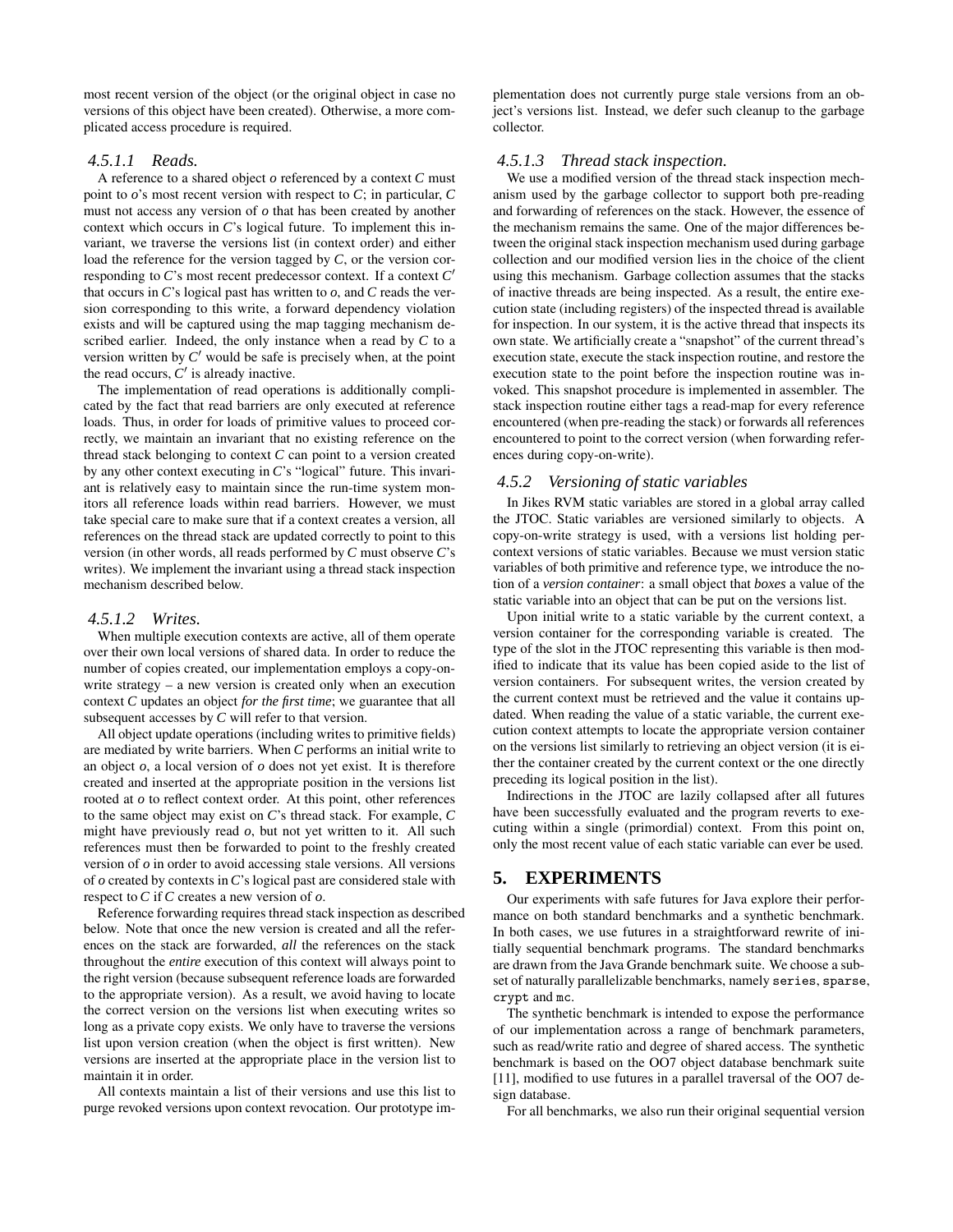most recent version of the object (or the original object in case no versions of this object have been created). Otherwise, a more complicated access procedure is required.

#### 4.5.1.1 Reads.

A reference to a shared object $o$ referenced by a context $C$ must point to $o$'s most recent version with respect to $C$; in particular, $C$ must not access any version of $o$ that has been created by another context which occurs in $C$'s logical future. To implement this invariant, we traverse the versions list (in context order) and either load the reference for the version tagged by $C$, or the version corresponding to $C$'s most recent predecessor context. If a context $C'$ that occurs in $C$'s logical past has written to $o$, and $C$ reads the version corresponding to this write, a forward dependency violation exists and will be captured using the map tagging mechanism described earlier. Indeed, the only instance when a read by $C$ to a version written by $C'$ would be safe is precisely when, at the point the read occurs, $C'$ is already inactive.

The implementation of read operations is additionally complicated by the fact that read barriers are only executed at reference loads. Thus, in order for loads of primitive values to proceed correctly, we maintain an invariant that no existing reference on the thread stack belonging to context $C$ can point to a version created by any other context executing in $C$'s "logical" future. This invariant is relatively easy to maintain since the run-time system monitors all reference loads within read barriers. However, we must take special care to make sure that if a context creates a version, all references on the thread stack are updated correctly to point to this version (in other words, all reads performed by $C$ must observe $C$'s writes). We implement the invariant using a thread stack inspection mechanism described below.

#### 4.5.1.2 Writes.

When multiple execution contexts are active, all of them operate over their own local versions of shared data. In order to reduce the number of copies created, our implementation employs a copy-on-write strategy – a new version is created only when an execution context $C$ updates an object *for the first time*; we guarantee that all subsequent accesses by $C$ will refer to that version.

All object update operations (including writes to primitive fields) are mediated by write barriers. When $C$ performs an initial write to an object $o$, a local version of $o$ does not yet exist. It is therefore created and inserted at the appropriate position in the versions list rooted at $o$ to reflect context order. At this point, other references to the same object may exist on $C$'s thread stack. For example, $C$ might have previously read $o$, but not yet written to it. All such references must then be forwarded to point to the freshly created version of $o$ in order to avoid accessing stale versions. All versions of $o$ created by contexts in $C$'s logical past are considered stale with respect to $C$ if $C$ creates a new version of $o$.

Reference forwarding requires thread stack inspection as described below. Note that once the new version is created and all the references on the stack are forwarded, *all* the references on the stack throughout the *entire* execution of this context will always point to the right version (because subsequent reference loads are forwarded to the appropriate version). As a result, we avoid having to locate the correct version on the versions list when executing writes so long as a private copy exists. We only have to traverse the versions list upon version creation (when the object is first written). New versions are inserted at the appropriate place in the version list to maintain it in order.

All contexts maintain a list of their versions and use this list to purge revoked versions upon context revocation. Our prototype implementation does not currently purge stale versions from an object's versions list. Instead, we defer such cleanup to the garbage collector.

#### 4.5.1.3 Thread stack inspection.

We use a modified version of the thread stack inspection mechanism used by the garbage collector to support both pre-reading and forwarding of references on the stack. However, the essence of the mechanism remains the same. One of the major differences between the original stack inspection mechanism used during garbage collection and our modified version lies in the choice of the client using this mechanism. Garbage collection assumes that the stacks of inactive threads are being inspected. As a result, the entire execution state (including registers) of the inspected thread is available for inspection. In our system, it is the active thread that inspects its own state. We artificially create a "snapshot" of the current thread's execution state, execute the stack inspection routine, and restore the execution state to the point before the inspection routine was invoked. This snapshot procedure is implemented in assembler. The stack inspection routine either tags a read-map for every reference encountered (when pre-reading the stack) or forwards all references encountered to point to the correct version (when forwarding references during copy-on-write).

### 4.5.2 Versioning of static variables

In Jikes RVM static variables are stored in a global array called the JTOC. Static variables are versioned similarly to objects. A copy-on-write strategy is used, with a versions list holding per-context versions of static variables. Because we must version static variables of both primitive and reference type, we introduce the notion of a *version container*: a small object that *boxes* a value of the static variable into an object that can be put on the versions list.

Upon initial write to a static variable by the current context, a version container for the corresponding variable is created. The type of the slot in the JTOC representing this variable is then modified to indicate that its value has been copied aside to the list of version containers. For subsequent writes, the version created by the current context must be retrieved and the value it contains updated. When reading the value of a static variable, the current execution context attempts to locate the appropriate version container on the versions list similarly to retrieving an object version (it is either the container created by the current context or the one directly preceding its logical position in the list).

Indirections in the JTOC are lazily collapsed after all futures have been successfully evaluated and the program reverts to executing within a single (primordial) context. From this point on, only the most recent value of each static variable can ever be used.

## 5. EXPERIMENTS

Our experiments with safe futures for Java explore their performance on both standard benchmarks and a synthetic benchmark. In both cases, we use futures in a straightforward rewrite of initially sequential benchmark programs. The standard benchmarks are drawn from the Java Grande benchmark suite. We choose a subset of naturally parallelizable benchmarks, namely `series`, `sparse`, `crypt` and `mc`.

The synthetic benchmark is intended to expose the performance of our implementation across a range of benchmark parameters, such as read/write ratio and degree of shared access. The synthetic benchmark is based on the OO7 object database benchmark suite [11], modified to use futures in a parallel traversal of the OO7 design database.

For all benchmarks, we also run their original sequential version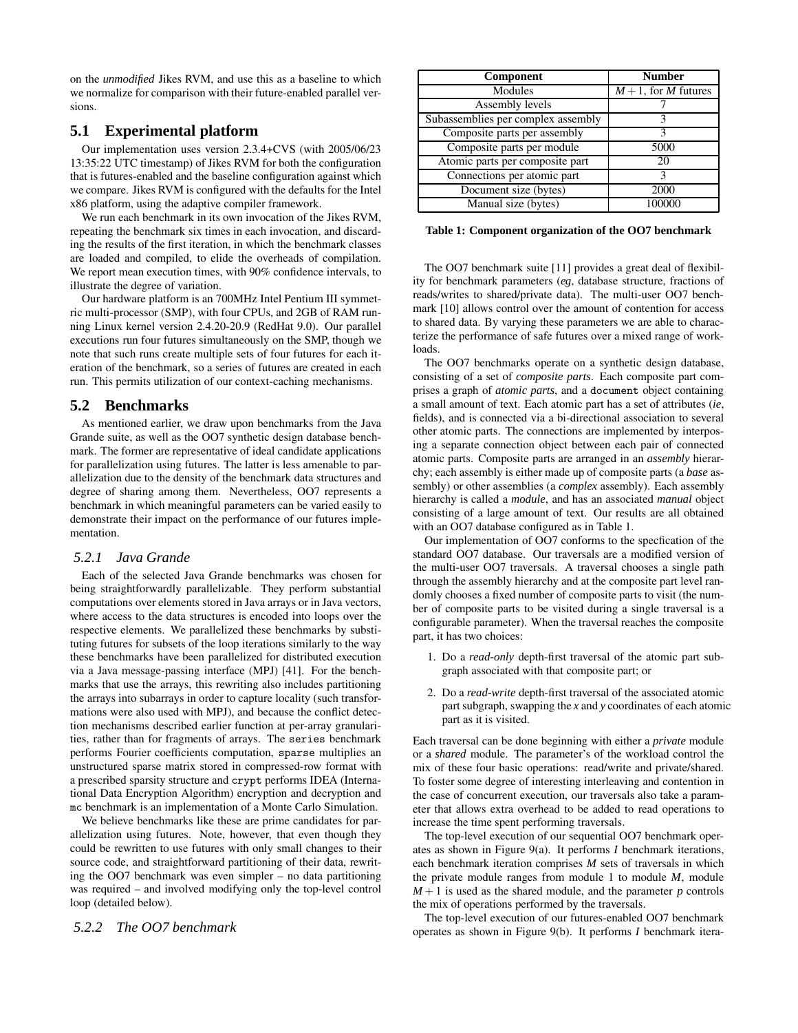on the *unmodified* Jikes RVM, and use this as a baseline to which we normalize for comparison with their future-enabled parallel versions.

## 5.1 Experimental platform

Our implementation uses version 2.3.4+CVS (with 2005/06/23 13:35:22 UTC timestamp) of Jikes RVM for both the configuration that is futures-enabled and the baseline configuration against which we compare. Jikes RVM is configured with the defaults for the Intel x86 platform, using the adaptive compiler framework.

We run each benchmark in its own invocation of the Jikes RVM, repeating the benchmark six times in each invocation, and discarding the results of the first iteration, in which the benchmark classes are loaded and compiled, to elide the overheads of compilation. We report mean execution times, with 90% confidence intervals, to illustrate the degree of variation.

Our hardware platform is an 700MHz Intel Pentium III symmetric multi-processor (SMP), with four CPUs, and 2GB of RAM running Linux kernel version 2.4.20-20.9 (RedHat 9.0). Our parallel executions run four futures simultaneously on the SMP, though we note that such runs create multiple sets of four futures for each iteration of the benchmark, so a series of futures are created in each run. This permits utilization of our context-caching mechanisms.

## 5.2 Benchmarks

As mentioned earlier, we draw upon benchmarks from the Java Grande suite, as well as the OO7 synthetic design database benchmark. The former are representative of ideal candidate applications for parallelization using futures. The latter is less amenable to parallelization due to the density of the benchmark data structures and degree of sharing among them. Nevertheless, OO7 represents a benchmark in which meaningful parameters can be varied easily to demonstrate their impact on the performance of our futures implementation.

### *5.2.1 Java Grande*

Each of the selected Java Grande benchmarks was chosen for being straightforwardly parallelizable. They perform substantial computations over elements stored in Java arrays or in Java vectors, where access to the data structures is encoded into loops over the respective elements. We parallelized these benchmarks by substituting futures for subsets of the loop iterations similarly to the way these benchmarks have been parallelized for distributed execution via a Java message-passing interface (MPJ) [41]. For the benchmarks that use the arrays, this rewriting also includes partitioning the arrays into subarrays in order to capture locality (such transformations were also used with MPJ), and because the conflict detection mechanisms described earlier function at per-array granularities, rather than for fragments of arrays. The `series` benchmark performs Fourier coefficients computation, `sparse` multiplies an unstructured sparse matrix stored in compressed-row format with a prescribed sparsity structure and `crypt` performs IDEA (International Data Encryption Algorithm) encryption and decryption and `mc` benchmark is an implementation of a Monte Carlo Simulation.

We believe benchmarks like these are prime candidates for parallelization using futures. Note, however, that even though they could be rewritten to use futures with only small changes to their source code, and straightforward partitioning of their data, rewriting the OO7 benchmark was even simpler – no data partitioning was required – and involved modifying only the top-level control loop (detailed below).

### *5.2.2 The OO7 benchmark*

| Component | Number |
|---|---|
| Modules | $M+1$, for $M$ futures |
| Assembly levels | 7 |
| Subassemblies per complex assembly | 3 |
| Composite parts per assembly | 3 |
| Composite parts per module | 5000 |
| Atomic parts per composite part | 20 |
| Connections per atomic part | 3 |
| Document size (bytes) | 2000 |
| Manual size (bytes) | 100000 |

**Table 1: Component organization of the OO7 benchmark**

The OO7 benchmark suite [11] provides a great deal of flexibility for benchmark parameters (*eg*, database structure, fractions of reads/writes to shared/private data). The multi-user OO7 benchmark [10] allows control over the amount of contention for access to shared data. By varying these parameters we are able to characterize the performance of safe futures over a mixed range of workloads.

The OO7 benchmarks operate on a synthetic design database, consisting of a set of *composite parts*. Each composite part comprises a graph of *atomic parts*, and a `document` object containing a small amount of text. Each atomic part has a set of attributes (*ie*, fields), and is connected via a bi-directional association to several other atomic parts. The connections are implemented by interposing a separate connection object between each pair of connected atomic parts. Composite parts are arranged in an *assembly* hierarchy; each assembly is either made up of composite parts (a *base* assembly) or other assemblies (a *complex* assembly). Each assembly hierarchy is called a *module*, and has an associated *manual* object consisting of a large amount of text. Our results are all obtained with an OO7 database configured as in Table 1.

Our implementation of OO7 conforms to the specfication of the standard OO7 database. Our traversals are a modified version of the multi-user OO7 traversals. A traversal chooses a single path through the assembly hierarchy and at the composite part level randomly chooses a fixed number of composite parts to visit (the number of composite parts to be visited during a single traversal is a configurable parameter). When the traversal reaches the composite part, it has two choices:

1. Do a *read-only* depth-first traversal of the atomic part subgraph associated with that composite part; or
2. Do a *read-write* depth-first traversal of the associated atomic part subgraph, swapping the *x* and *y* coordinates of each atomic part as it is visited.

Each traversal can be done beginning with either a *private* module or a *shared* module. The parameter's of the workload control the mix of these four basic operations: read/write and private/shared. To foster some degree of interesting interleaving and contention in the case of concurrent execution, our traversals also take a parameter that allows extra overhead to be added to read operations to increase the time spent performing traversals.

The top-level execution of our sequential OO7 benchmark operates as shown in Figure 9(a). It performs $I$ benchmark iterations, each benchmark iteration comprises $M$ sets of traversals in which the private module ranges from module 1 to module $M$, module $M+1$ is used as the shared module, and the parameter $p$ controls the mix of operations performed by the traversals.

The top-level execution of our futures-enabled OO7 benchmark operates as shown in Figure 9(b). It performs $I$ benchmark itera-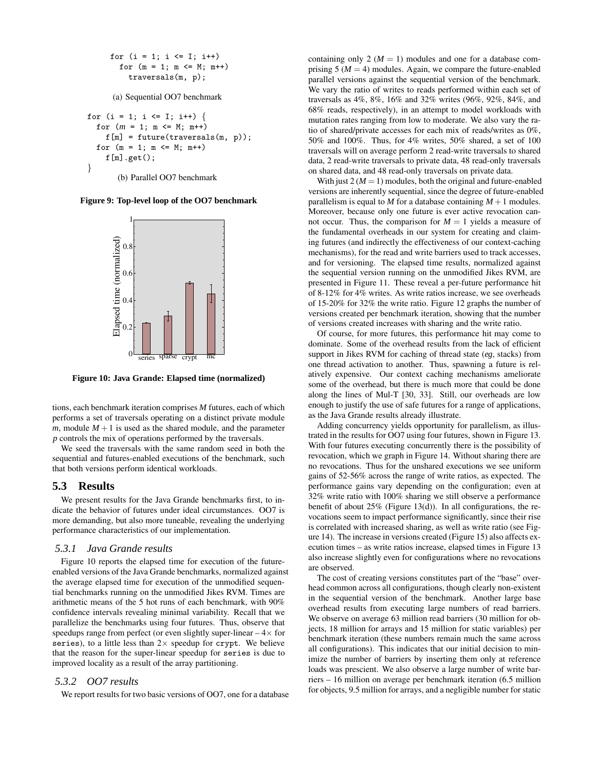```
for (i = 1; i <= I; i++)
  for (m = 1; m <= M; m++)
    traversals(m, p);
```

(a) Sequential OO7 benchmark

```
for (i = 1; i <= I; i++) {
  for (m = 1; m <= M; m++)
    f[m] = future(traversals(m, p));
  for (m = 1; m <= M; m++)
    f[m].get();
}
```

(b) Parallel OO7 benchmark

**Figure 9: Top-level loop of the OO7 benchmark**

**Figure 10: Java Grande: Elapsed time (normalized)**

tions, each benchmark iteration comprises *M* futures, each of which performs a set of traversals operating on a distinct private module *m*, module $M+1$ is used as the shared module, and the parameter *p* controls the mix of operations performed by the traversals.

We seed the traversals with the same random seed in both the sequential and futures-enabled executions of the benchmark, such that both versions perform identical workloads.

## 5.3 Results

We present results for the Java Grande benchmarks first, to indicate the behavior of futures under ideal circumstances. OO7 is more demanding, but also more tuneable, revealing the underlying performance characteristics of our implementation.

### *5.3.1 Java Grande results*

Figure 10 reports the elapsed time for execution of the future-enabled versions of the Java Grande benchmarks, normalized against the average elapsed time for execution of the unmodified sequential benchmarks running on the unmodified Jikes RVM. Times are arithmetic means of the 5 hot runs of each benchmark, with 90% confidence intervals revealing minimal variability. Recall that we parallelize the benchmarks using four futures. Thus, observe that speedups range from perfect (or even slightly super-linear – $4\times$ for `series`), to a little less than $2\times$ speedup for `crypt`. We believe that the reason for the super-linear speedup for `series` is due to improved locality as a result of the array partitioning.

### *5.3.2 OO7 results*

We report results for two basic versions of OO7, one for a database containing only 2 ($M=1$) modules and one for a database comprising 5 ($M=4$) modules. Again, we compare the future-enabled parallel versions against the sequential version of the benchmark. We vary the ratio of writes to reads performed within each set of traversals as 4%, 8%, 16% and 32% writes (96%, 92%, 84%, and 68% reads, respectively), in an attempt to model workloads with mutation rates ranging from low to moderate. We also vary the ratio of shared/private accesses for each mix of reads/writes as 0%, 50% and 100%. Thus, for 4% writes, 50% shared, a set of 100 traversals will on average perform 2 read-write traversals to shared data, 2 read-write traversals to private data, 48 read-only traversals on shared data, and 48 read-only traversals on private data.

With just 2 ($M=1$) modules, both the original and future-enabled versions are inherently sequential, since the degree of future-enabled parallelism is equal to *M* for a database containing $M+1$ modules. Moreover, because only one future is ever active revocation cannot occur. Thus, the comparison for $M=1$ yields a measure of the fundamental overheads in our system for creating and claiming futures (and indirectly the effectiveness of our context-caching mechanisms), for the read and write barriers used to track accesses, and for versioning. The elapsed time results, normalized against the sequential version running on the unmodified Jikes RVM, are presented in Figure 11. These reveal a per-future performance hit of 8-12% for 4% writes. As write ratios increase, we see overheads of 15-20% for 32% the write ratio. Figure 12 graphs the number of versions created per benchmark iteration, showing that the number of versions created increases with sharing and the write ratio.

Of course, for more futures, this performance hit may come to dominate. Some of the overhead results from the lack of efficient support in Jikes RVM for caching of thread state (*eg*, stacks) from one thread activation to another. Thus, spawning a future is relatively expensive. Our context caching mechanisms ameliorate some of the overhead, but there is much more that could be done along the lines of Mul-T [30, 33]. Still, our overheads are low enough to justify the use of safe futures for a range of applications, as the Java Grande results already illustrate.

Adding concurrency yields opportunity for parallelism, as illustrated in the results for OO7 using four futures, shown in Figure 13. With four futures executing concurrently there is the possibility of revocation, which we graph in Figure 14. Without sharing there are no revocations. Thus for the unshared executions we see uniform gains of 52-56% across the range of write ratios, as expected. The performance gains vary depending on the configuration; even at 32% write ratio with 100% sharing we still observe a performance benefit of about 25% (Figure 13(d)). In all configurations, the revocations seem to impact performance significantly, since their rise is correlated with increased sharing, as well as write ratio (see Figure 14). The increase in versions created (Figure 15) also affects execution times – as write ratios increase, elapsed times in Figure 13 also increase slightly even for configurations where no revocations are observed.

The cost of creating versions constitutes part of the "base" overhead common across all configurations, though clearly non-existent in the sequential version of the benchmark. Another large base overhead results from executing large numbers of read barriers. We observe on average 63 million read barriers (30 million for objects, 18 million for arrays and 15 million for static variables) per benchmark iteration (these numbers remain much the same across all configurations). This indicates that our initial decision to minimize the number of barriers by inserting them only at reference loads was prescient. We also observe a large number of write barriers – 16 million on average per benchmark iteration (6.5 million for objects, 9.5 million for arrays, and a negligible number for static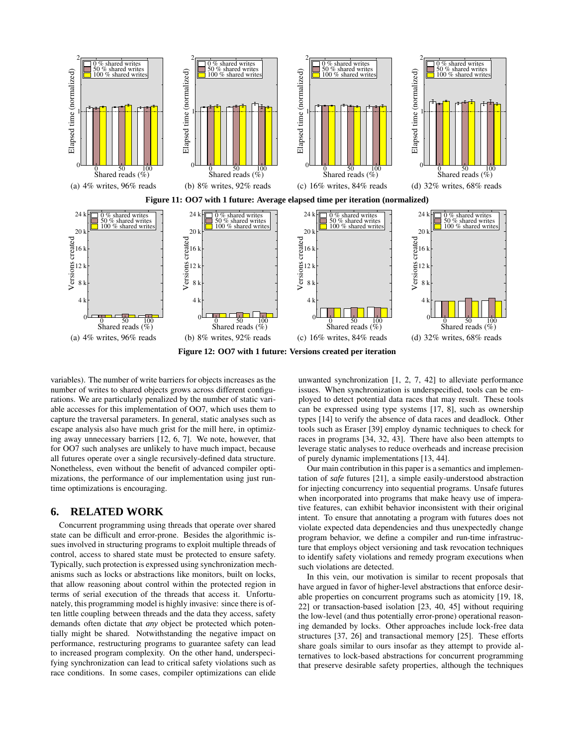(a) 4% writes, 96% reads (b) 8% writes, 92% reads (c) 16% writes, 84% reads (d) 32% writes, 68% reads

**Figure 11: OO7 with 1 future: Average elapsed time per iteration (normalized)**

(a) 4% writes, 96% reads (b) 8% writes, 92% reads (c) 16% writes, 84% reads (d) 32% writes, 68% reads

**Figure 12: OO7 with 1 future: Versions created per iteration**

variables). The number of write barriers for objects increases as the number of writes to shared objects grows across different configurations. We are particularly penalized by the number of static variable accesses for this implementation of OO7, which uses them to capture the traversal parameters. In general, static analyses such as escape analysis also have much grist for the mill here, in optimizing away unnecessary barriers [12, 6, 7]. We note, however, that for OO7 such analyses are unlikely to have much impact, because all futures operate over a single recursively-defined data structure. Nonetheless, even without the benefit of advanced compiler optimizations, the performance of our implementation using just runtime optimizations is encouraging.

## 6. RELATED WORK

Concurrent programming using threads that operate over shared state can be difficult and error-prone. Besides the algorithmic issues involved in structuring programs to exploit multiple threads of control, access to shared state must be protected to ensure safety. Typically, such protection is expressed using synchronization mechanisms such as locks or abstractions like monitors, built on locks, that allow reasoning about control within the protected region in terms of serial execution of the threads that access it. Unfortunately, this programming model is highly invasive: since there is often little coupling between threads and the data they access, safety demands often dictate that *any* object be protected which potentially might be shared. Notwithstanding the negative impact on performance, restructuring programs to guarantee safety can lead to increased program complexity. On the other hand, underspecifying synchronization can lead to critical safety violations such as race conditions. In some cases, compiler optimizations can elide unwanted synchronization [1, 2, 7, 42] to alleviate performance issues. When synchronization is underspecified, tools can be employed to detect potential data races that may result. These tools can be expressed using type systems [17, 8], such as ownership types [14] to verify the absence of data races and deadlock. Other tools such as Eraser [39] employ dynamic techniques to check for races in programs [34, 32, 43]. There have also been attempts to leverage static analyses to reduce overheads and increase precision of purely dynamic implementations [13, 44].

Our main contribution in this paper is a semantics and implementation of *safe* futures [21], a simple easily-understood abstraction for injecting concurrency into sequential programs. Unsafe futures when incorporated into programs that make heavy use of imperative features, can exhibit behavior inconsistent with their original intent. To ensure that annotating a program with futures does not violate expected data dependencies and thus unexpectedly change program behavior, we define a compiler and run-time infrastructure that employs object versioning and task revocation techniques to identify safety violations and remedy program executions when such violations are detected.

In this vein, our motivation is similar to recent proposals that have argued in favor of higher-level abstractions that enforce desirable properties on concurrent programs such as atomicity [19, 18, 22] or transaction-based isolation [23, 40, 45] without requiring the low-level (and thus potentially error-prone) operational reasoning demanded by locks. Other approaches include lock-free data structures [37, 26] and transactional memory [25]. These efforts share goals similar to ours insofar as they attempt to provide alternatives to lock-based abstractions for concurrent programming that preserve desirable safety properties, although the techniques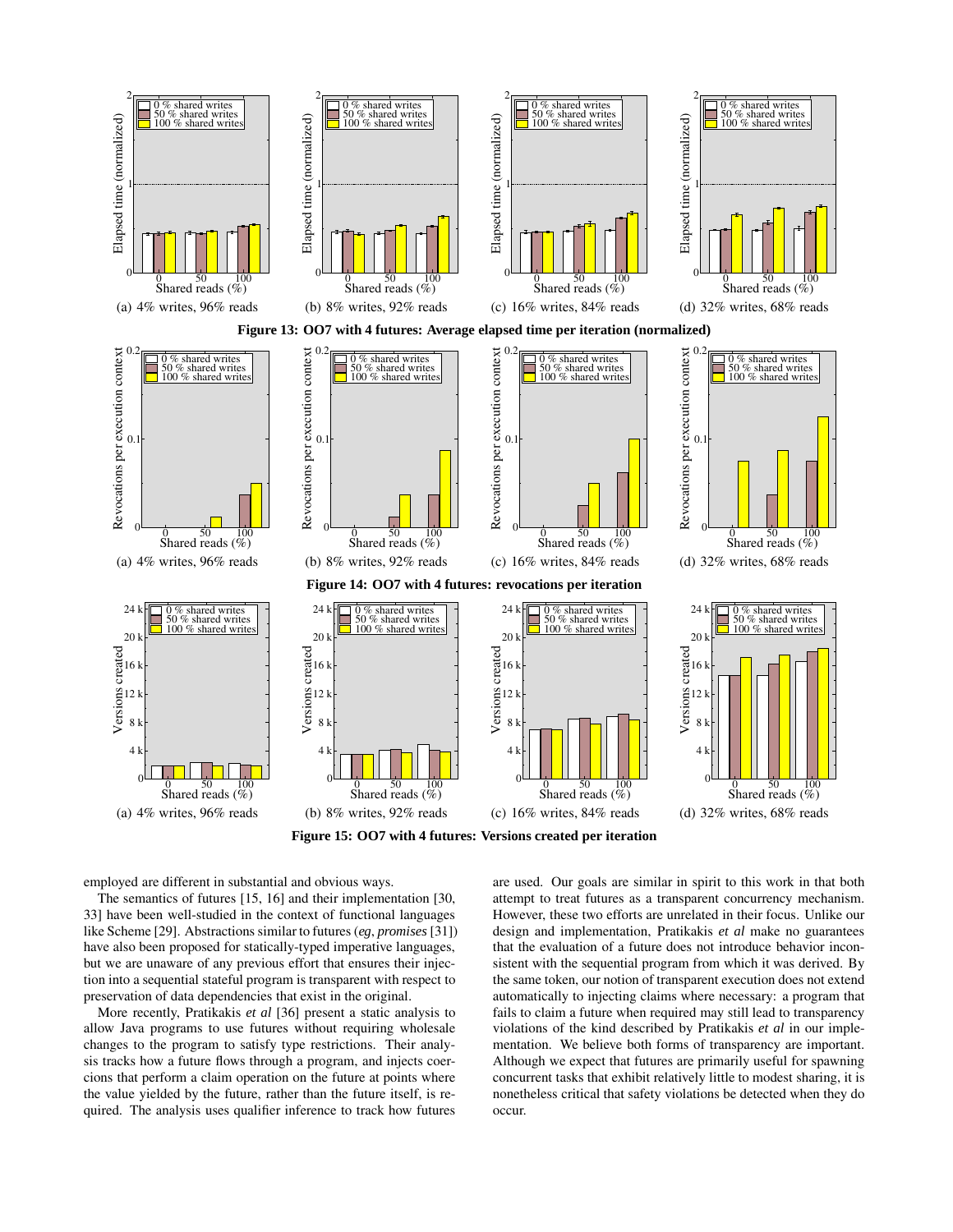(a) 4% writes, 96% reads (b) 8% writes, 92% reads (c) 16% writes, 84% reads (d) 32% writes, 68% reads

**Figure 13: OO7 with 4 futures: Average elapsed time per iteration (normalized)**

(a) 4% writes, 96% reads (b) 8% writes, 92% reads (c) 16% writes, 84% reads (d) 32% writes, 68% reads

**Figure 14: OO7 with 4 futures: revocations per iteration**

(a) 4% writes, 96% reads (b) 8% writes, 92% reads (c) 16% writes, 84% reads (d) 32% writes, 68% reads

**Figure 15: OO7 with 4 futures: Versions created per iteration**

employed are different in substantial and obvious ways.

The semantics of futures [15, 16] and their implementation [30, 33] have been well-studied in the context of functional languages like Scheme [29]. Abstractions similar to futures (*eg*, *promises* [31]) have also been proposed for statically-typed imperative languages, but we are unaware of any previous effort that ensures their injection into a sequential stateful program is transparent with respect to preservation of data dependencies that exist in the original.

More recently, Pratikakis *et al* [36] present a static analysis to allow Java programs to use futures without requiring wholesale changes to the program to satisfy type restrictions. Their analysis tracks how a future flows through a program, and injects coercions that perform a claim operation on the future at points where the value yielded by the future, rather than the future itself, is required. The analysis uses qualifier inference to track how futures are used. Our goals are similar in spirit to this work in that both attempt to treat futures as a transparent concurrency mechanism. However, these two efforts are unrelated in their focus. Unlike our design and implementation, Pratikakis *et al* make no guarantees that the evaluation of a future does not introduce behavior inconsistent with the sequential program from which it was derived. By the same token, our notion of transparent execution does not extend automatically to injecting claims where necessary: a program that fails to claim a future when required may still lead to transparency violations of the kind described by Pratikakis *et al* in our implementation. We believe both forms of transparency are important. Although we expect that futures are primarily useful for spawning concurrent tasks that exhibit relatively little to modest sharing, it is nonetheless critical that safety violations be detected when they do occur.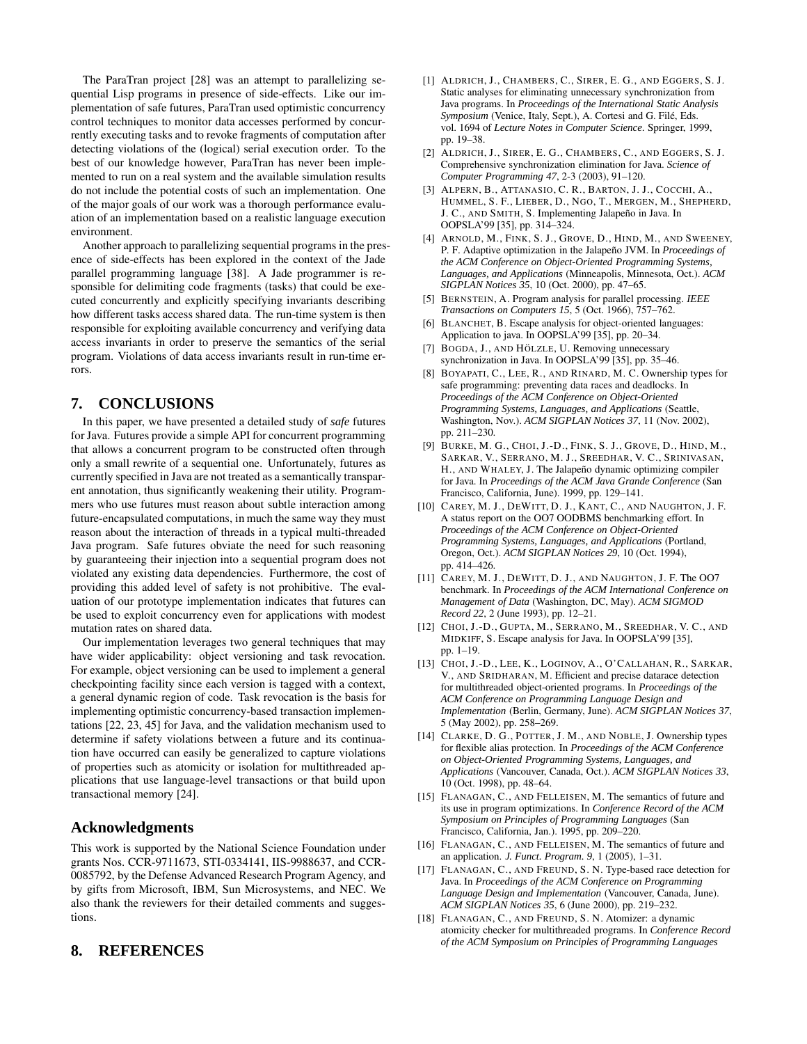The ParaTran project [28] was an attempt to parallelizing sequential Lisp programs in presence of side-effects. Like our implementation of safe futures, ParaTran used optimistic concurrency control techniques to monitor data accesses performed by concurrently executing tasks and to revoke fragments of computation after detecting violations of the (logical) serial execution order. To the best of our knowledge however, ParaTran has never been implemented to run on a real system and the available simulation results do not include the potential costs of such an implementation. One of the major goals of our work was a thorough performance evaluation of an implementation based on a realistic language execution environment.

Another approach to parallelizing sequential programs in the presence of side-effects has been explored in the context of the Jade parallel programming language [38]. A Jade programmer is responsible for delimiting code fragments (tasks) that could be executed concurrently and explicitly specifying invariants describing how different tasks access shared data. The run-time system is then responsible for exploiting available concurrency and verifying data access invariants in order to preserve the semantics of the serial program. Violations of data access invariants result in run-time errors.

## 7. CONCLUSIONS

In this paper, we have presented a detailed study of *safe* futures for Java. Futures provide a simple API for concurrent programming that allows a concurrent program to be constructed often through only a small rewrite of a sequential one. Unfortunately, futures as currently specified in Java are not treated as a semantically transparent annotation, thus significantly weakening their utility. Programmers who use futures must reason about subtle interaction among future-encapsulated computations, in much the same way they must reason about the interaction of threads in a typical multi-threaded Java program. Safe futures obviate the need for such reasoning by guaranteeing their injection into a sequential program does not violated any existing data dependencies. Furthermore, the cost of providing this added level of safety is not prohibitive. The evaluation of our prototype implementation indicates that futures can be used to exploit concurrency even for applications with modest mutation rates on shared data.

Our implementation leverages two general techniques that may have wider applicability: object versioning and task revocation. For example, object versioning can be used to implement a general checkpointing facility since each version is tagged with a context, a general dynamic region of code. Task revocation is the basis for implementing optimistic concurrency-based transaction implementations [22, 23, 45] for Java, and the validation mechanism used to determine if safety violations between a future and its continuation have occurred can easily be generalized to capture violations of properties such as atomicity or isolation for multithreaded applications that use language-level transactions or that build upon transactional memory [24].

## Acknowledgments

This work is supported by the National Science Foundation under grants Nos. CCR-9711673, STI-0334141, IIS-9988637, and CCR-0085792, by the Defense Advanced Research Program Agency, and by gifts from Microsoft, IBM, Sun Microsystems, and NEC. We also thank the reviewers for their detailed comments and suggestions.

## 8. REFERENCES

[1] Aldrich, J., Chambers, C., Sirer, E. G., and Eggers, S. J. Static analyses for eliminating unnecessary synchronization from Java programs. In *Proceedings of the International Static Analysis Symposium* (Venice, Italy, Sept.), A. Cortesi and G. Filé, Eds. vol. 1694 of *Lecture Notes in Computer Science*. Springer, 1999, pp. 19–38.

[2] Aldrich, J., Sirer, E. G., Chambers, C., and Eggers, S. J. Comprehensive synchronization elimination for Java. *Science of Computer Programming 47*, 2-3 (2003), 91–120.

[3] Alpern, B., Attanasio, C. R., Barton, J. J., Cocchi, A., Hummel, S. F., Lieber, D., Ngo, T., Mergen, M., Shepherd, J. C., and Smith, S. Implementing Jalapeño in Java. In OOPSLA'99 [35], pp. 314–324.

[4] Arnold, M., Fink, S. J., Grove, D., Hind, M., and Sweeney, P. F. Adaptive optimization in the Jalapeño JVM. In *Proceedings of the ACM Conference on Object-Oriented Programming Systems, Languages, and Applications* (Minneapolis, Minnesota, Oct.). *ACM SIGPLAN Notices 35*, 10 (Oct. 2000), pp. 47–65.

[5] Bernstein, A. Program analysis for parallel processing. *IEEE Transactions on Computers 15*, 5 (Oct. 1966), 757–762.

[6] Blanchet, B. Escape analysis for object-oriented languages: Application to java. In OOPSLA'99 [35], pp. 20–34.

[7] Bogda, J., and Hölzle, U. Removing unnecessary synchronization in Java. In OOPSLA'99 [35], pp. 35–46.

[8] Boyapati, C., Lee, R., and Rinard, M. C. Ownership types for safe programming: preventing data races and deadlocks. In *Proceedings of the ACM Conference on Object-Oriented Programming Systems, Languages, and Applications* (Seattle, Washington, Nov.). *ACM SIGPLAN Notices 37*, 11 (Nov. 2002), pp. 211–230.

[9] Burke, M. G., Choi, J.-D., Fink, S. J., Grove, D., Hind, M., Sarkar, V., Serrano, M. J., Sreedhar, V. C., Srinivasan, H., and Whaley, J. The Jalapeño dynamic optimizing compiler for Java. In *Proceedings of the ACM Java Grande Conference* (San Francisco, California, June). 1999, pp. 129–141.

[10] Carey, M. J., DeWitt, D. J., Kant, C., and Naughton, J. F. A status report on the OO7 OODBMS benchmarking effort. In *Proceedings of the ACM Conference on Object-Oriented Programming Systems, Languages, and Applications* (Portland, Oregon, Oct.). *ACM SIGPLAN Notices 29*, 10 (Oct. 1994), pp. 414–426.

[11] Carey, M. J., DeWitt, D. J., and Naughton, J. F. The OO7 benchmark. In *Proceedings of the ACM International Conference on Management of Data* (Washington, DC, May). *ACM SIGMOD Record 22*, 2 (June 1993), pp. 12–21.

[12] Choi, J.-D., Gupta, M., Serrano, M., Sreedhar, V. C., and Midkiff, S. Escape analysis for Java. In OOPSLA'99 [35], pp. 1–19.

[13] Choi, J.-D., Lee, K., Loginov, A., O'Callahan, R., Sarkar, V., and Sridharan, M. Efficient and precise datarace detection for multithreaded object-oriented programs. In *Proceedings of the ACM Conference on Programming Language Design and Implementation* (Berlin, Germany, June). *ACM SIGPLAN Notices 37*, 5 (May 2002), pp. 258–269.

[14] Clarke, D. G., Potter, J. M., and Noble, J. Ownership types for flexible alias protection. In *Proceedings of the ACM Conference on Object-Oriented Programming Systems, Languages, and Applications* (Vancouver, Canada, Oct.). *ACM SIGPLAN Notices 33*, 10 (Oct. 1998), pp. 48–64.

[15] Flanagan, C., and Felleisen, M. The semantics of future and its use in program optimizations. In *Conference Record of the ACM Symposium on Principles of Programming Languages* (San Francisco, California, Jan.). 1995, pp. 209–220.

[16] Flanagan, C., and Felleisen, M. The semantics of future and an application. *J. Funct. Program. 9*, 1 (2005), 1–31.

[17] Flanagan, C., and Freund, S. N. Type-based race detection for Java. In *Proceedings of the ACM Conference on Programming Language Design and Implementation* (Vancouver, Canada, June). *ACM SIGPLAN Notices 35*, 6 (June 2000), pp. 219–232.

[18] Flanagan, C., and Freund, S. N. Atomizer: a dynamic atomicity checker for multithreaded programs. In *Conference Record of the ACM Symposium on Principles of Programming Languages*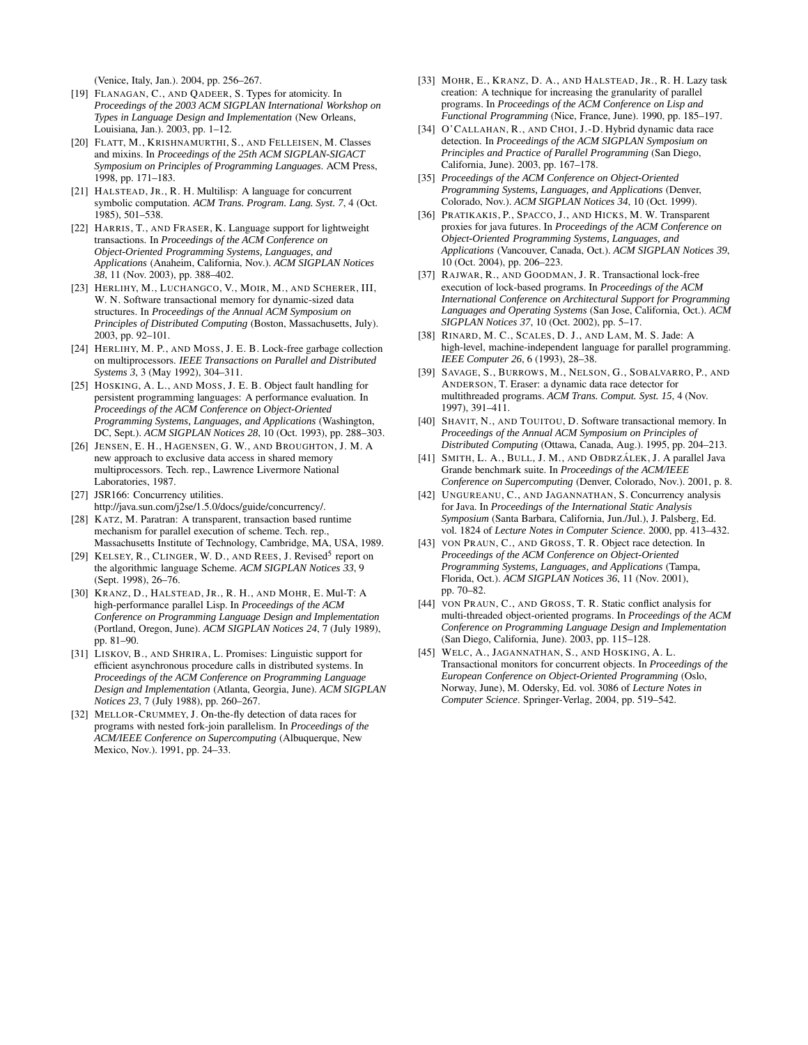(Venice, Italy, Jan.). 2004, pp. 256–267.

[19] Flanagan, C., and Qadeer, S. Types for atomicity. In *Proceedings of the 2003 ACM SIGPLAN International Workshop on Types in Language Design and Implementation* (New Orleans, Louisiana, Jan.). 2003, pp. 1–12.

[20] Flatt, M., Krishnamurthi, S., and Felleisen, M. Classes and mixins. In *Proceedings of the 25th ACM SIGPLAN-SIGACT Symposium on Principles of Programming Languages*. ACM Press, 1998, pp. 171–183.

[21] Halstead, Jr., R. H. Multilisp: A language for concurrent symbolic computation. *ACM Trans. Program. Lang. Syst. 7*, 4 (Oct. 1985), 501–538.

[22] Harris, T., and Fraser, K. Language support for lightweight transactions. In *Proceedings of the ACM Conference on Object-Oriented Programming Systems, Languages, and Applications* (Anaheim, California, Nov.). *ACM SIGPLAN Notices 38*, 11 (Nov. 2003), pp. 388–402.

[23] Herlihy, M., Luchangco, V., Moir, M., and Scherer, III, W. N. Software transactional memory for dynamic-sized data structures. In *Proceedings of the Annual ACM Symposium on Principles of Distributed Computing* (Boston, Massachusetts, July). 2003, pp. 92–101.

[24] Herlihy, M. P., and Moss, J. E. B. Lock-free garbage collection on multiprocessors. *IEEE Transactions on Parallel and Distributed Systems 3*, 3 (May 1992), 304–311.

[25] Hosking, A. L., and Moss, J. E. B. Object fault handling for persistent programming languages: A performance evaluation. In *Proceedings of the ACM Conference on Object-Oriented Programming Systems, Languages, and Applications* (Washington, DC, Sept.). *ACM SIGPLAN Notices 28*, 10 (Oct. 1993), pp. 288–303.

[26] Jensen, E. H., Hagensen, G. W., and Broughton, J. M. A new approach to exclusive data access in shared memory multiprocessors. Tech. rep., Lawrence Livermore National Laboratories, 1987.

[27] JSR166: Concurrency utilities. http://java.sun.com/j2se/1.5.0/docs/guide/concurrency/.

[28] Katz, M. Paratran: A transparent, transaction based runtime mechanism for parallel execution of scheme. Tech. rep., Massachusetts Institute of Technology, Cambridge, MA, USA, 1989.

[29] Kelsey, R., Clinger, W. D., and Rees, J. Revised$^5$ report on the algorithmic language Scheme. *ACM SIGPLAN Notices 33*, 9 (Sept. 1998), 26–76.

[30] Kranz, D., Halstead, Jr., R. H., and Mohr, E. Mul-T: A high-performance parallel Lisp. In *Proceedings of the ACM Conference on Programming Language Design and Implementation* (Portland, Oregon, June). *ACM SIGPLAN Notices 24*, 7 (July 1989), pp. 81–90.

[31] Liskov, B., and Shrira, L. Promises: Linguistic support for efficient asynchronous procedure calls in distributed systems. In *Proceedings of the ACM Conference on Programming Language Design and Implementation* (Atlanta, Georgia, June). *ACM SIGPLAN Notices 23*, 7 (July 1988), pp. 260–267.

[32] Mellor-Crummey, J. On-the-fly detection of data races for programs with nested fork-join parallelism. In *Proceedings of the ACM/IEEE Conference on Supercomputing* (Albuquerque, New Mexico, Nov.). 1991, pp. 24–33.

[33] Mohr, E., Kranz, D. A., and Halstead, Jr., R. H. Lazy task creation: A technique for increasing the granularity of parallel programs. In *Proceedings of the ACM Conference on Lisp and Functional Programming* (Nice, France, June). 1990, pp. 185–197.

[34] O'Callahan, R., and Choi, J.-D. Hybrid dynamic data race detection. In *Proceedings of the ACM SIGPLAN Symposium on Principles and Practice of Parallel Programming* (San Diego, California, June). 2003, pp. 167–178.

[35] *Proceedings of the ACM Conference on Object-Oriented Programming Systems, Languages, and Applications* (Denver, Colorado, Nov.). *ACM SIGPLAN Notices 34*, 10 (Oct. 1999).

[36] Pratikakis, P., Spacco, J., and Hicks, M. W. Transparent proxies for java futures. In *Proceedings of the ACM Conference on Object-Oriented Programming Systems, Languages, and Applications* (Vancouver, Canada, Oct.). *ACM SIGPLAN Notices 39*, 10 (Oct. 2004), pp. 206–223.

[37] Rajwar, R., and Goodman, J. R. Transactional lock-free execution of lock-based programs. In *Proceedings of the ACM International Conference on Architectural Support for Programming Languages and Operating Systems* (San Jose, California, Oct.). *ACM SIGPLAN Notices 37*, 10 (Oct. 2002), pp. 5–17.

[38] Rinard, M. C., Scales, D. J., and Lam, M. S. Jade: A high-level, machine-independent language for parallel programming. *IEEE Computer 26*, 6 (1993), 28–38.

[39] Savage, S., Burrows, M., Nelson, G., Sobalvarro, P., and Anderson, T. Eraser: a dynamic data race detector for multithreaded programs. *ACM Trans. Comput. Syst. 15*, 4 (Nov. 1997), 391–411.

[40] Shavit, N., and Touitou, D. Software transactional memory. In *Proceedings of the Annual ACM Symposium on Principles of Distributed Computing* (Ottawa, Canada, Aug.). 1995, pp. 204–213.

[41] Smith, L. A., Bull, J. M., and Obdrzálek, J. A parallel Java Grande benchmark suite. In *Proceedings of the ACM/IEEE Conference on Supercomputing* (Denver, Colorado, Nov.). 2001, p. 8.

[42] Ungureanu, C., and Jagannathan, S. Concurrency analysis for Java. In *Proceedings of the International Static Analysis Symposium* (Santa Barbara, California, Jun./Jul.), J. Palsberg, Ed. vol. 1824 of *Lecture Notes in Computer Science*. 2000, pp. 413–432.

[43] von Praun, C., and Gross, T. R. Object race detection. In *Proceedings of the ACM Conference on Object-Oriented Programming Systems, Languages, and Applications* (Tampa, Florida, Oct.). *ACM SIGPLAN Notices 36*, 11 (Nov. 2001), pp. 70–82.

[44] von Praun, C., and Gross, T. R. Static conflict analysis for multi-threaded object-oriented programs. In *Proceedings of the ACM Conference on Programming Language Design and Implementation* (San Diego, California, June). 2003, pp. 115–128.

[45] Welc, A., Jagannathan, S., and Hosking, A. L. Transactional monitors for concurrent objects. In *Proceedings of the European Conference on Object-Oriented Programming* (Oslo, Norway, June), M. Odersky, Ed. vol. 3086 of *Lecture Notes in Computer Science*. Springer-Verlag, 2004, pp. 519–542.